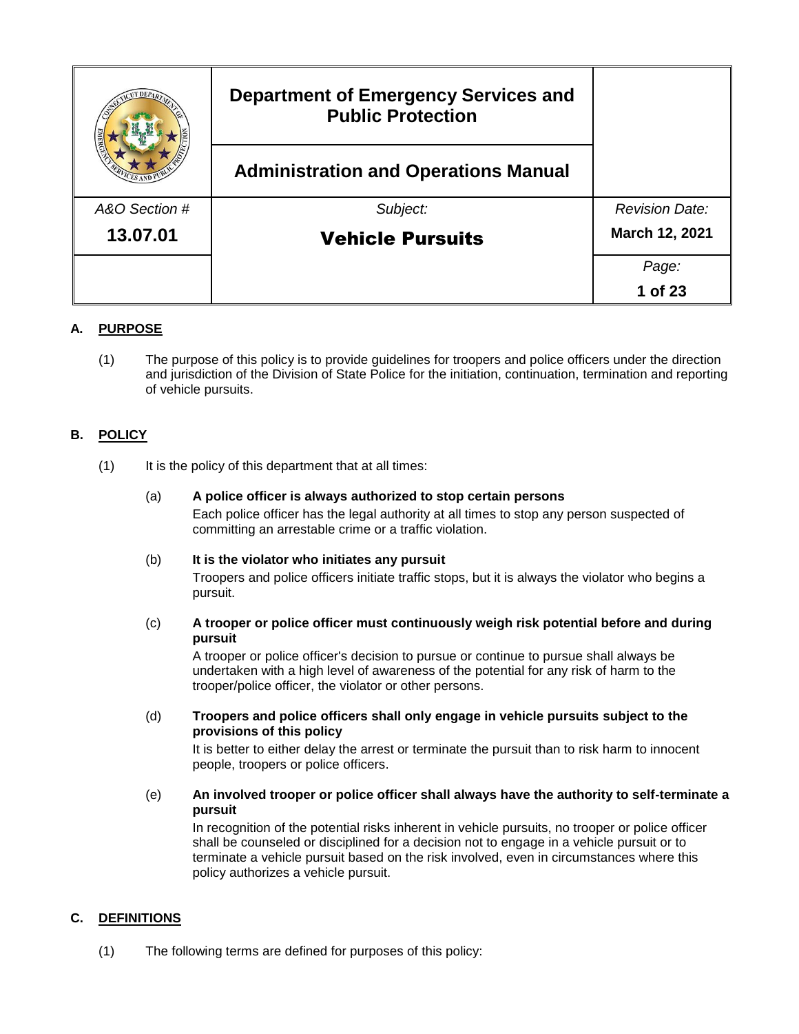| | Department of Emergency Services and Public Protection | |
|---|---|---|
| | Administration and Operations Manual | |
| *A&O Section #* | *Subject:* | *Revision Date:* |
| **13.07.01** | **Vehicle Pursuits** | **March 12, 2021** |

## A. PURPOSE

(1) The purpose of this policy is to provide guidelines for troopers and police officers under the direction and jurisdiction of the Division of State Police for the initiation, continuation, termination and reporting of vehicle pursuits.

## B. POLICY

(1) It is the policy of this department that at all times:

(a) **A police officer is always authorized to stop certain persons**
Each police officer has the legal authority at all times to stop any person suspected of committing an arrestable crime or a traffic violation.

(b) **It is the violator who initiates any pursuit**
Troopers and police officers initiate traffic stops, but it is always the violator who begins a pursuit.

(c) **A trooper or police officer must continuously weigh risk potential before and during pursuit**
A trooper or police officer's decision to pursue or continue to pursue shall always be undertaken with a high level of awareness of the potential for any risk of harm to the trooper/police officer, the violator or other persons.

(d) **Troopers and police officers shall only engage in vehicle pursuits subject to the provisions of this policy**
It is better to either delay the arrest or terminate the pursuit than to risk harm to innocent people, troopers or police officers.

(e) **An involved trooper or police officer shall always have the authority to self-terminate a pursuit**
In recognition of the potential risks inherent in vehicle pursuits, no trooper or police officer shall be counseled or disciplined for a decision not to engage in a vehicle pursuit or to terminate a vehicle pursuit based on the risk involved, even in circumstances where this policy authorizes a vehicle pursuit.

## C. DEFINITIONS

(1) The following terms are defined for purposes of this policy: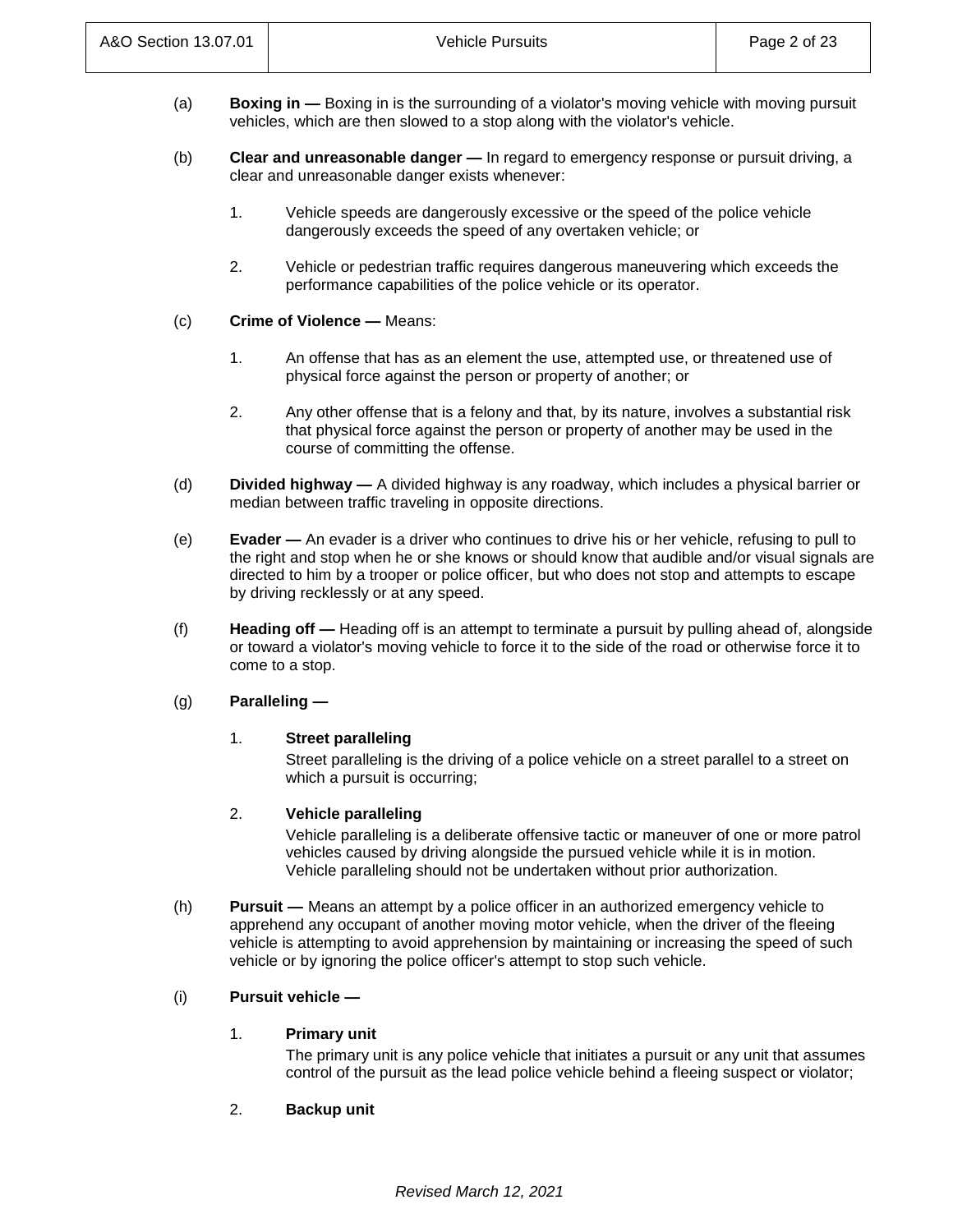(a) **Boxing in —** Boxing in is the surrounding of a violator's moving vehicle with moving pursuit vehicles, which are then slowed to a stop along with the violator's vehicle.

(b) **Clear and unreasonable danger —** In regard to emergency response or pursuit driving, a clear and unreasonable danger exists whenever:

1. Vehicle speeds are dangerously excessive or the speed of the police vehicle dangerously exceeds the speed of any overtaken vehicle; or

2. Vehicle or pedestrian traffic requires dangerous maneuvering which exceeds the performance capabilities of the police vehicle or its operator.

(c) **Crime of Violence —** Means:

1. An offense that has as an element the use, attempted use, or threatened use of physical force against the person or property of another; or

2. Any other offense that is a felony and that, by its nature, involves a substantial risk that physical force against the person or property of another may be used in the course of committing the offense.

(d) **Divided highway —** A divided highway is any roadway, which includes a physical barrier or median between traffic traveling in opposite directions.

(e) **Evader —** An evader is a driver who continues to drive his or her vehicle, refusing to pull to the right and stop when he or she knows or should know that audible and/or visual signals are directed to him by a trooper or police officer, but who does not stop and attempts to escape by driving recklessly or at any speed.

(f) **Heading off —** Heading off is an attempt to terminate a pursuit by pulling ahead of, alongside or toward a violator's moving vehicle to force it to the side of the road or otherwise force it to come to a stop.

(g) **Paralleling —**

1. **Street paralleling**
   Street paralleling is the driving of a police vehicle on a street parallel to a street on which a pursuit is occurring;

2. **Vehicle paralleling**
   Vehicle paralleling is a deliberate offensive tactic or maneuver of one or more patrol vehicles caused by driving alongside the pursued vehicle while it is in motion. Vehicle paralleling should not be undertaken without prior authorization.

(h) **Pursuit —** Means an attempt by a police officer in an authorized emergency vehicle to apprehend any occupant of another moving motor vehicle, when the driver of the fleeing vehicle is attempting to avoid apprehension by maintaining or increasing the speed of such vehicle or by ignoring the police officer's attempt to stop such vehicle.

(i) **Pursuit vehicle —**

1. **Primary unit**
   The primary unit is any police vehicle that initiates a pursuit or any unit that assumes control of the pursuit as the lead police vehicle behind a fleeing suspect or violator;

2. **Backup unit**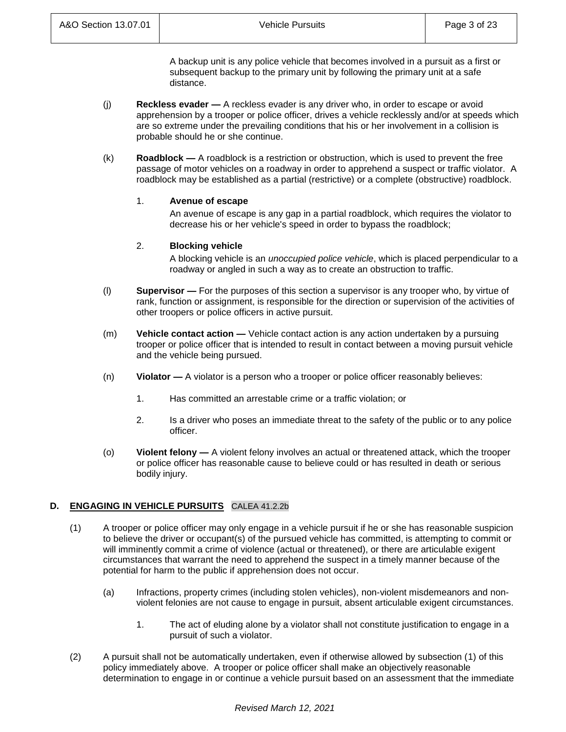A backup unit is any police vehicle that becomes involved in a pursuit as a first or subsequent backup to the primary unit by following the primary unit at a safe distance.

(j) **Reckless evader —** A reckless evader is any driver who, in order to escape or avoid apprehension by a trooper or police officer, drives a vehicle recklessly and/or at speeds which are so extreme under the prevailing conditions that his or her involvement in a collision is probable should he or she continue.

(k) **Roadblock —** A roadblock is a restriction or obstruction, which is used to prevent the free passage of motor vehicles on a roadway in order to apprehend a suspect or traffic violator. A roadblock may be established as a partial (restrictive) or a complete (obstructive) roadblock.

1. **Avenue of escape**

   An avenue of escape is any gap in a partial roadblock, which requires the violator to decrease his or her vehicle's speed in order to bypass the roadblock;

2. **Blocking vehicle**

   A blocking vehicle is an *unoccupied police vehicle*, which is placed perpendicular to a roadway or angled in such a way as to create an obstruction to traffic.

(l) **Supervisor —** For the purposes of this section a supervisor is any trooper who, by virtue of rank, function or assignment, is responsible for the direction or supervision of the activities of other troopers or police officers in active pursuit.

(m) **Vehicle contact action —** Vehicle contact action is any action undertaken by a pursuing trooper or police officer that is intended to result in contact between a moving pursuit vehicle and the vehicle being pursued.

(n) **Violator —** A violator is a person who a trooper or police officer reasonably believes:

1. Has committed an arrestable crime or a traffic violation; or

2. Is a driver who poses an immediate threat to the safety of the public or to any police officer.

(o) **Violent felony —** A violent felony involves an actual or threatened attack, which the trooper or police officer has reasonable cause to believe could or has resulted in death or serious bodily injury.

## D. ENGAGING IN VEHICLE PURSUITS CALEA 41.2.2b

(1) A trooper or police officer may only engage in a vehicle pursuit if he or she has reasonable suspicion to believe the driver or occupant(s) of the pursued vehicle has committed, is attempting to commit or will imminently commit a crime of violence (actual or threatened), or there are articulable exigent circumstances that warrant the need to apprehend the suspect in a timely manner because of the potential for harm to the public if apprehension does not occur.

(a) Infractions, property crimes (including stolen vehicles), non-violent misdemeanors and non-violent felonies are not cause to engage in pursuit, absent articulable exigent circumstances.

1. The act of eluding alone by a violator shall not constitute justification to engage in a pursuit of such a violator.

(2) A pursuit shall not be automatically undertaken, even if otherwise allowed by subsection (1) of this policy immediately above. A trooper or police officer shall make an objectively reasonable determination to engage in or continue a vehicle pursuit based on an assessment that the immediate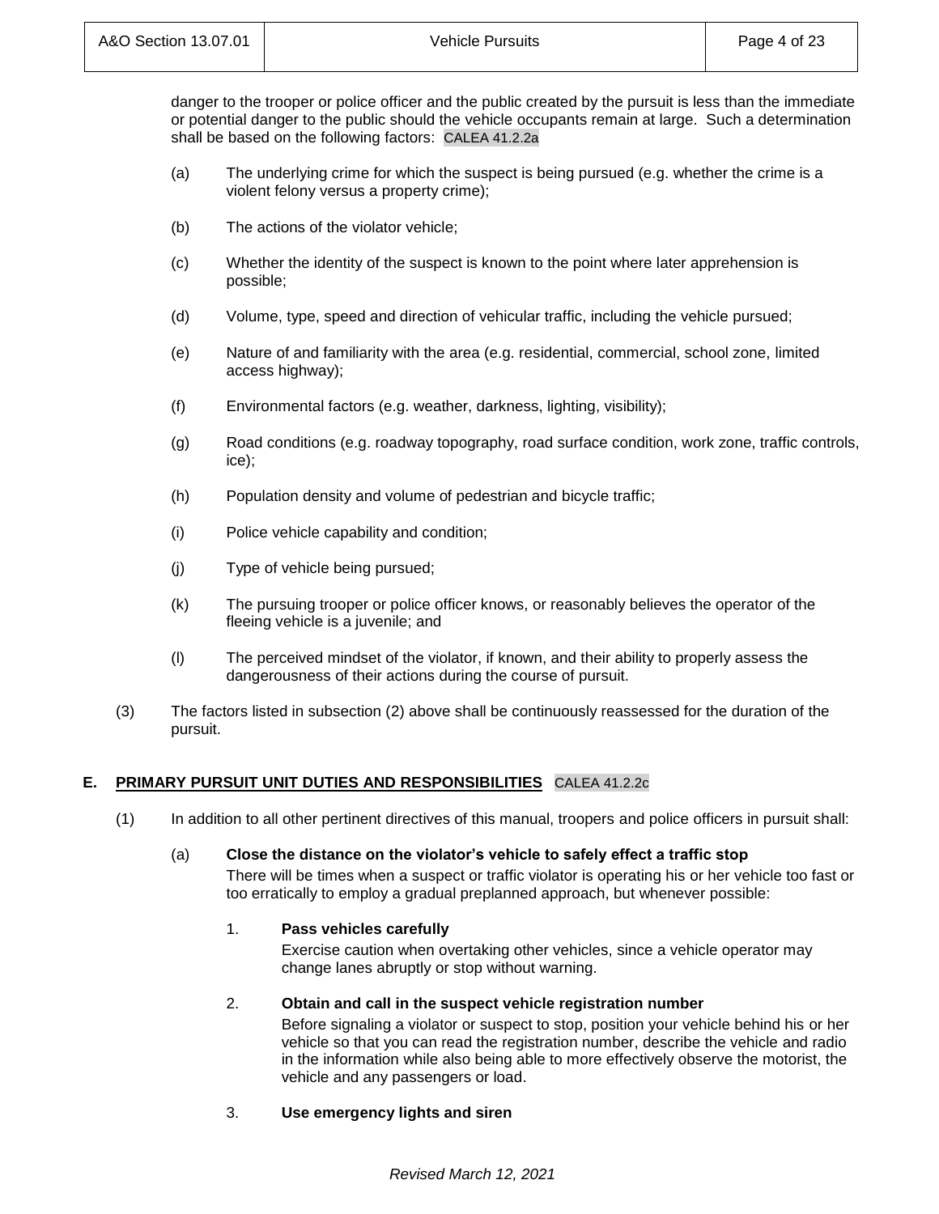danger to the trooper or police officer and the public created by the pursuit is less than the immediate or potential danger to the public should the vehicle occupants remain at large. Such a determination shall be based on the following factors: CALEA 41.2.2a

(a) The underlying crime for which the suspect is being pursued (e.g. whether the crime is a violent felony versus a property crime);

(b) The actions of the violator vehicle;

(c) Whether the identity of the suspect is known to the point where later apprehension is possible;

(d) Volume, type, speed and direction of vehicular traffic, including the vehicle pursued;

(e) Nature of and familiarity with the area (e.g. residential, commercial, school zone, limited access highway);

(f) Environmental factors (e.g. weather, darkness, lighting, visibility);

(g) Road conditions (e.g. roadway topography, road surface condition, work zone, traffic controls, ice);

(h) Population density and volume of pedestrian and bicycle traffic;

(i) Police vehicle capability and condition;

(j) Type of vehicle being pursued;

(k) The pursuing trooper or police officer knows, or reasonably believes the operator of the fleeing vehicle is a juvenile; and

(l) The perceived mindset of the violator, if known, and their ability to properly assess the dangerousness of their actions during the course of pursuit.

(3) The factors listed in subsection (2) above shall be continuously reassessed for the duration of the pursuit.

## E. PRIMARY PURSUIT UNIT DUTIES AND RESPONSIBILITIES CALEA 41.2.2c

(1) In addition to all other pertinent directives of this manual, troopers and police officers in pursuit shall:

(a) **Close the distance on the violator's vehicle to safely effect a traffic stop**

There will be times when a suspect or traffic violator is operating his or her vehicle too fast or too erratically to employ a gradual preplanned approach, but whenever possible:

1. **Pass vehicles carefully**

Exercise caution when overtaking other vehicles, since a vehicle operator may change lanes abruptly or stop without warning.

2. **Obtain and call in the suspect vehicle registration number**

Before signaling a violator or suspect to stop, position your vehicle behind his or her vehicle so that you can read the registration number, describe the vehicle and radio in the information while also being able to more effectively observe the motorist, the vehicle and any passengers or load.

3. **Use emergency lights and siren**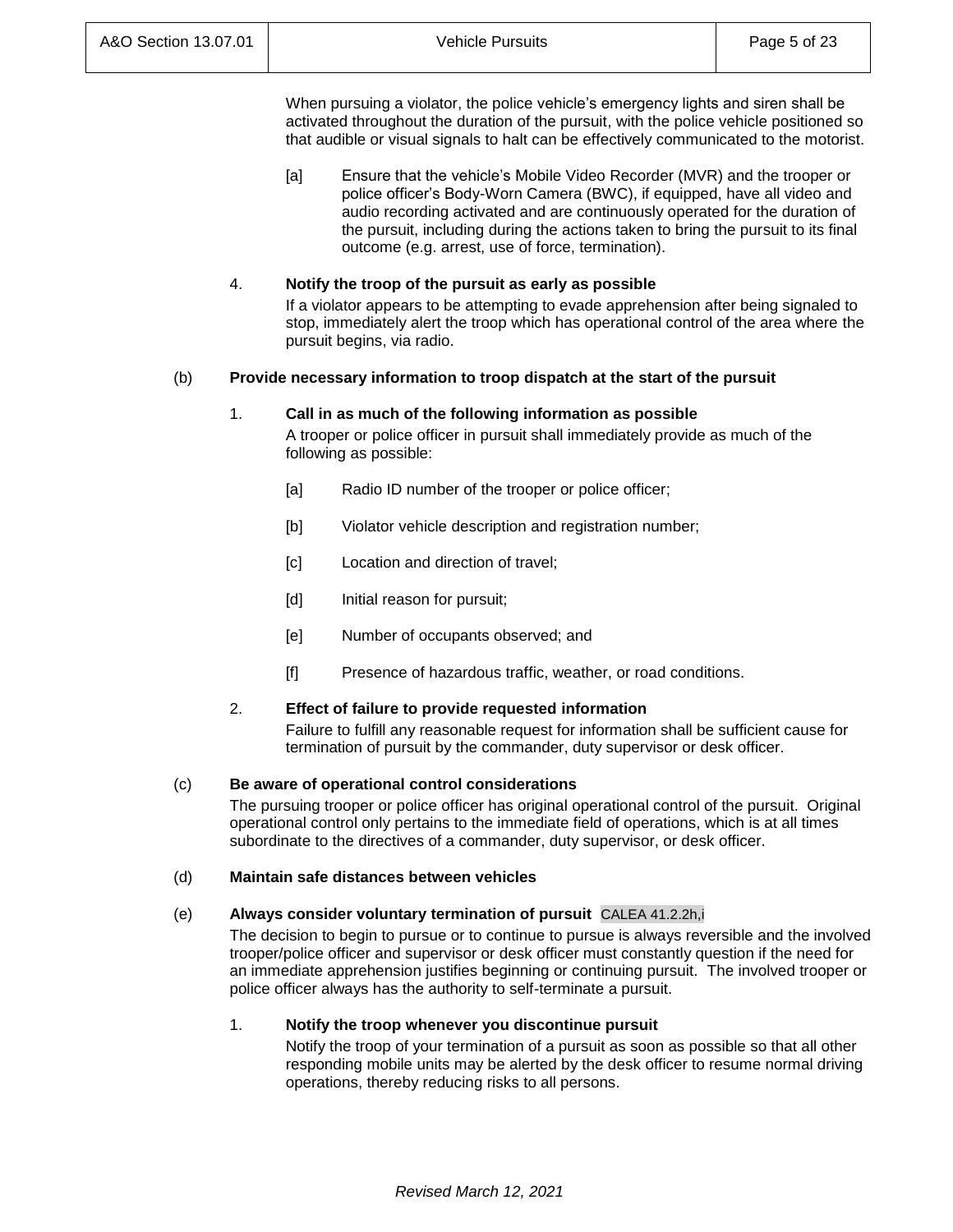When pursuing a violator, the police vehicle's emergency lights and siren shall be activated throughout the duration of the pursuit, with the police vehicle positioned so that audible or visual signals to halt can be effectively communicated to the motorist.

[a] Ensure that the vehicle's Mobile Video Recorder (MVR) and the trooper or police officer's Body-Worn Camera (BWC), if equipped, have all video and audio recording activated and are continuously operated for the duration of the pursuit, including during the actions taken to bring the pursuit to its final outcome (e.g. arrest, use of force, termination).

4. **Notify the troop of the pursuit as early as possible**

If a violator appears to be attempting to evade apprehension after being signaled to stop, immediately alert the troop which has operational control of the area where the pursuit begins, via radio.

(b) **Provide necessary information to troop dispatch at the start of the pursuit**

1. **Call in as much of the following information as possible**

A trooper or police officer in pursuit shall immediately provide as much of the following as possible:

[a] Radio ID number of the trooper or police officer;

[b] Violator vehicle description and registration number;

[c] Location and direction of travel;

[d] Initial reason for pursuit;

[e] Number of occupants observed; and

[f] Presence of hazardous traffic, weather, or road conditions.

2. **Effect of failure to provide requested information**

Failure to fulfill any reasonable request for information shall be sufficient cause for termination of pursuit by the commander, duty supervisor or desk officer.

(c) **Be aware of operational control considerations**

The pursuing trooper or police officer has original operational control of the pursuit. Original operational control only pertains to the immediate field of operations, which is at all times subordinate to the directives of a commander, duty supervisor, or desk officer.

(d) **Maintain safe distances between vehicles**

(e) **Always consider voluntary termination of pursuit** CALEA 41.2.2h,i

The decision to begin to pursue or to continue to pursue is always reversible and the involved trooper/police officer and supervisor or desk officer must constantly question if the need for an immediate apprehension justifies beginning or continuing pursuit. The involved trooper or police officer always has the authority to self-terminate a pursuit.

1. **Notify the troop whenever you discontinue pursuit**

Notify the troop of your termination of a pursuit as soon as possible so that all other responding mobile units may be alerted by the desk officer to resume normal driving operations, thereby reducing risks to all persons.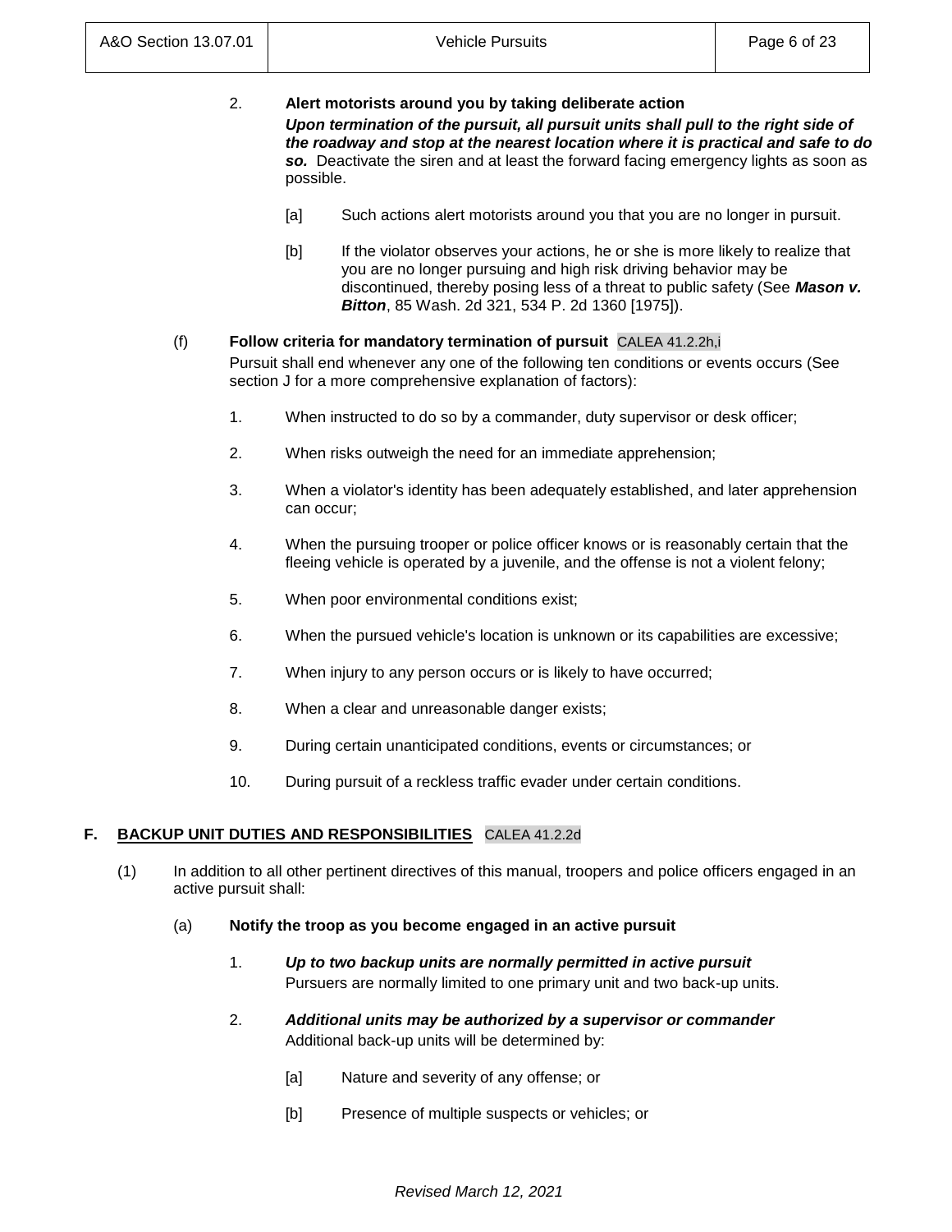2. **Alert motorists around you by taking deliberate action**
   ***Upon termination of the pursuit, all pursuit units shall pull to the right side of the roadway and stop at the nearest location where it is practical and safe to do so.*** Deactivate the siren and at least the forward facing emergency lights as soon as possible.

   [a] Such actions alert motorists around you that you are no longer in pursuit.

   [b] If the violator observes your actions, he or she is more likely to realize that you are no longer pursuing and high risk driving behavior may be discontinued, thereby posing less of a threat to public safety (See ***Mason v. Bitton***, 85 Wash. 2d 321, 534 P. 2d 1360 [1975]).

(f) **Follow criteria for mandatory termination of pursuit** CALEA 41.2.2h,i

Pursuit shall end whenever any one of the following ten conditions or events occurs (See section J for a more comprehensive explanation of factors):

1. When instructed to do so by a commander, duty supervisor or desk officer;
2. When risks outweigh the need for an immediate apprehension;
3. When a violator's identity has been adequately established, and later apprehension can occur;
4. When the pursuing trooper or police officer knows or is reasonably certain that the fleeing vehicle is operated by a juvenile, and the offense is not a violent felony;
5. When poor environmental conditions exist;
6. When the pursued vehicle's location is unknown or its capabilities are excessive;
7. When injury to any person occurs or is likely to have occurred;
8. When a clear and unreasonable danger exists;
9. During certain unanticipated conditions, events or circumstances; or
10. During pursuit of a reckless traffic evader under certain conditions.

## F. BACKUP UNIT DUTIES AND RESPONSIBILITIES CALEA 41.2.2d

(1) In addition to all other pertinent directives of this manual, troopers and police officers engaged in an active pursuit shall:

(a) **Notify the troop as you become engaged in an active pursuit**

1. ***Up to two backup units are normally permitted in active pursuit***
   Pursuers are normally limited to one primary unit and two back-up units.

2. ***Additional units may be authorized by a supervisor or commander***
   Additional back-up units will be determined by:

   [a] Nature and severity of any offense; or

   [b] Presence of multiple suspects or vehicles; or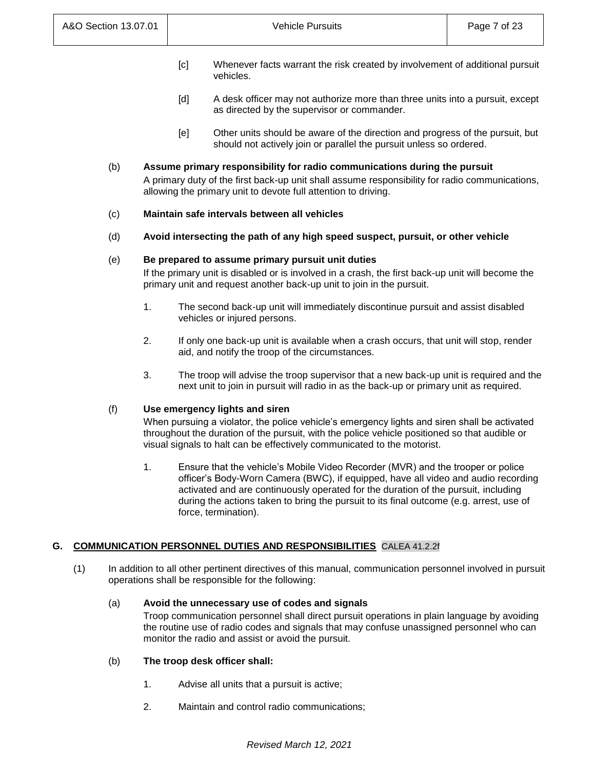[c] Whenever facts warrant the risk created by involvement of additional pursuit vehicles.

[d] A desk officer may not authorize more than three units into a pursuit, except as directed by the supervisor or commander.

[e] Other units should be aware of the direction and progress of the pursuit, but should not actively join or parallel the pursuit unless so ordered.

(b) **Assume primary responsibility for radio communications during the pursuit**

A primary duty of the first back-up unit shall assume responsibility for radio communications, allowing the primary unit to devote full attention to driving.

(c) **Maintain safe intervals between all vehicles**

(d) **Avoid intersecting the path of any high speed suspect, pursuit, or other vehicle**

(e) **Be prepared to assume primary pursuit unit duties**

If the primary unit is disabled or is involved in a crash, the first back-up unit will become the primary unit and request another back-up unit to join in the pursuit.

1. The second back-up unit will immediately discontinue pursuit and assist disabled vehicles or injured persons.

2. If only one back-up unit is available when a crash occurs, that unit will stop, render aid, and notify the troop of the circumstances.

3. The troop will advise the troop supervisor that a new back-up unit is required and the next unit to join in pursuit will radio in as the back-up or primary unit as required.

(f) **Use emergency lights and siren**

When pursuing a violator, the police vehicle's emergency lights and siren shall be activated throughout the duration of the pursuit, with the police vehicle positioned so that audible or visual signals to halt can be effectively communicated to the motorist.

1. Ensure that the vehicle's Mobile Video Recorder (MVR) and the trooper or police officer's Body-Worn Camera (BWC), if equipped, have all video and audio recording activated and are continuously operated for the duration of the pursuit, including during the actions taken to bring the pursuit to its final outcome (e.g. arrest, use of force, termination).

## G. COMMUNICATION PERSONNEL DUTIES AND RESPONSIBILITIES CALEA 41.2.2f

(1) In addition to all other pertinent directives of this manual, communication personnel involved in pursuit operations shall be responsible for the following:

(a) **Avoid the unnecessary use of codes and signals**

Troop communication personnel shall direct pursuit operations in plain language by avoiding the routine use of radio codes and signals that may confuse unassigned personnel who can monitor the radio and assist or avoid the pursuit.

(b) **The troop desk officer shall:**

1. Advise all units that a pursuit is active;

2. Maintain and control radio communications;

*Revised March 12, 2021*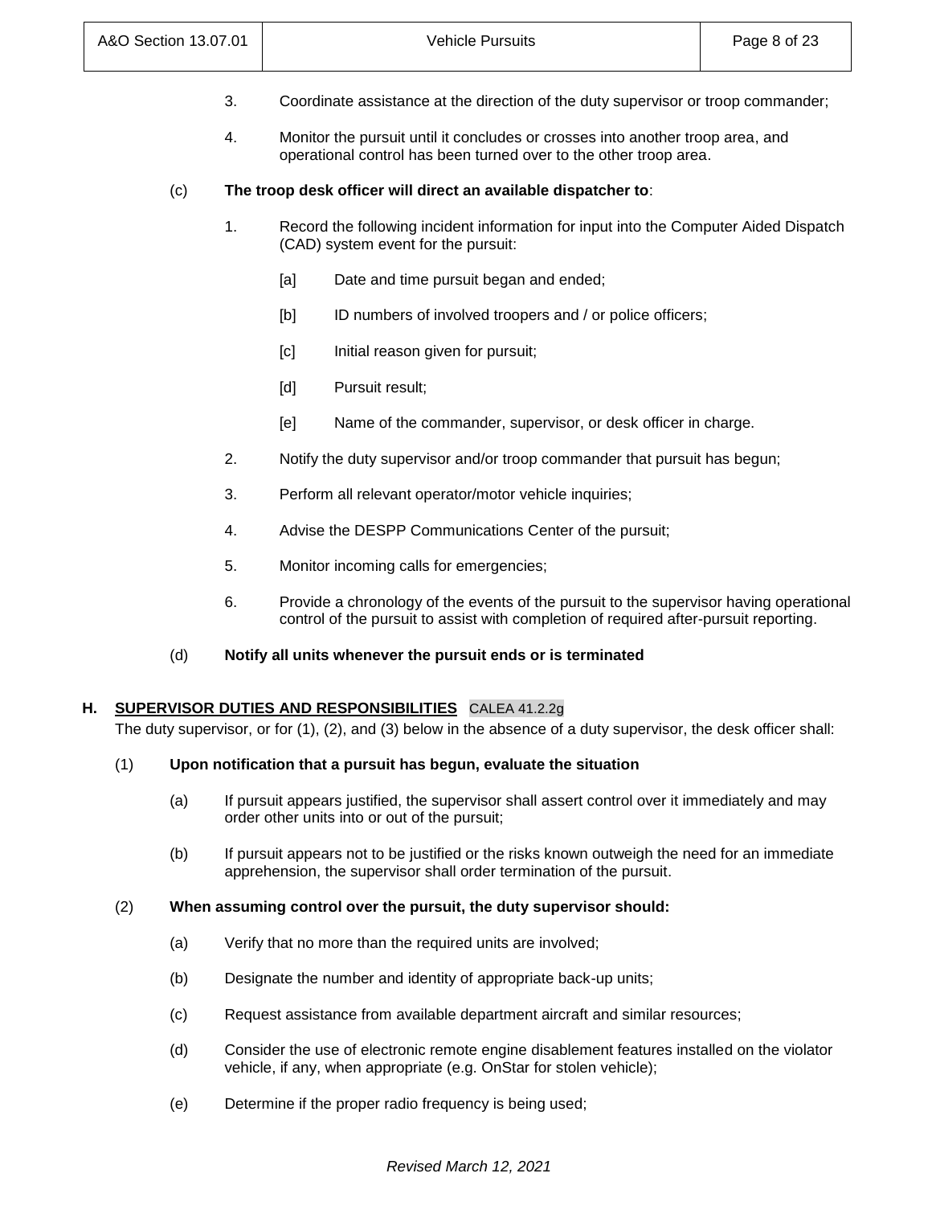3. Coordinate assistance at the direction of the duty supervisor or troop commander;

4. Monitor the pursuit until it concludes or crosses into another troop area, and operational control has been turned over to the other troop area.

(c) **The troop desk officer will direct an available dispatcher to**:

1. Record the following incident information for input into the Computer Aided Dispatch (CAD) system event for the pursuit:

   [a] Date and time pursuit began and ended;

   [b] ID numbers of involved troopers and / or police officers;

   [c] Initial reason given for pursuit;

   [d] Pursuit result;

   [e] Name of the commander, supervisor, or desk officer in charge.

2. Notify the duty supervisor and/or troop commander that pursuit has begun;

3. Perform all relevant operator/motor vehicle inquiries;

4. Advise the DESPP Communications Center of the pursuit;

5. Monitor incoming calls for emergencies;

6. Provide a chronology of the events of the pursuit to the supervisor having operational control of the pursuit to assist with completion of required after-pursuit reporting.

(d) **Notify all units whenever the pursuit ends or is terminated**

## H. SUPERVISOR DUTIES AND RESPONSIBILITIES CALEA 41.2.2g

The duty supervisor, or for (1), (2), and (3) below in the absence of a duty supervisor, the desk officer shall:

(1) **Upon notification that a pursuit has begun, evaluate the situation**

(a) If pursuit appears justified, the supervisor shall assert control over it immediately and may order other units into or out of the pursuit;

(b) If pursuit appears not to be justified or the risks known outweigh the need for an immediate apprehension, the supervisor shall order termination of the pursuit.

(2) **When assuming control over the pursuit, the duty supervisor should:**

(a) Verify that no more than the required units are involved;

(b) Designate the number and identity of appropriate back-up units;

(c) Request assistance from available department aircraft and similar resources;

(d) Consider the use of electronic remote engine disablement features installed on the violator vehicle, if any, when appropriate (e.g. OnStar for stolen vehicle);

(e) Determine if the proper radio frequency is being used;

*Revised March 12, 2021*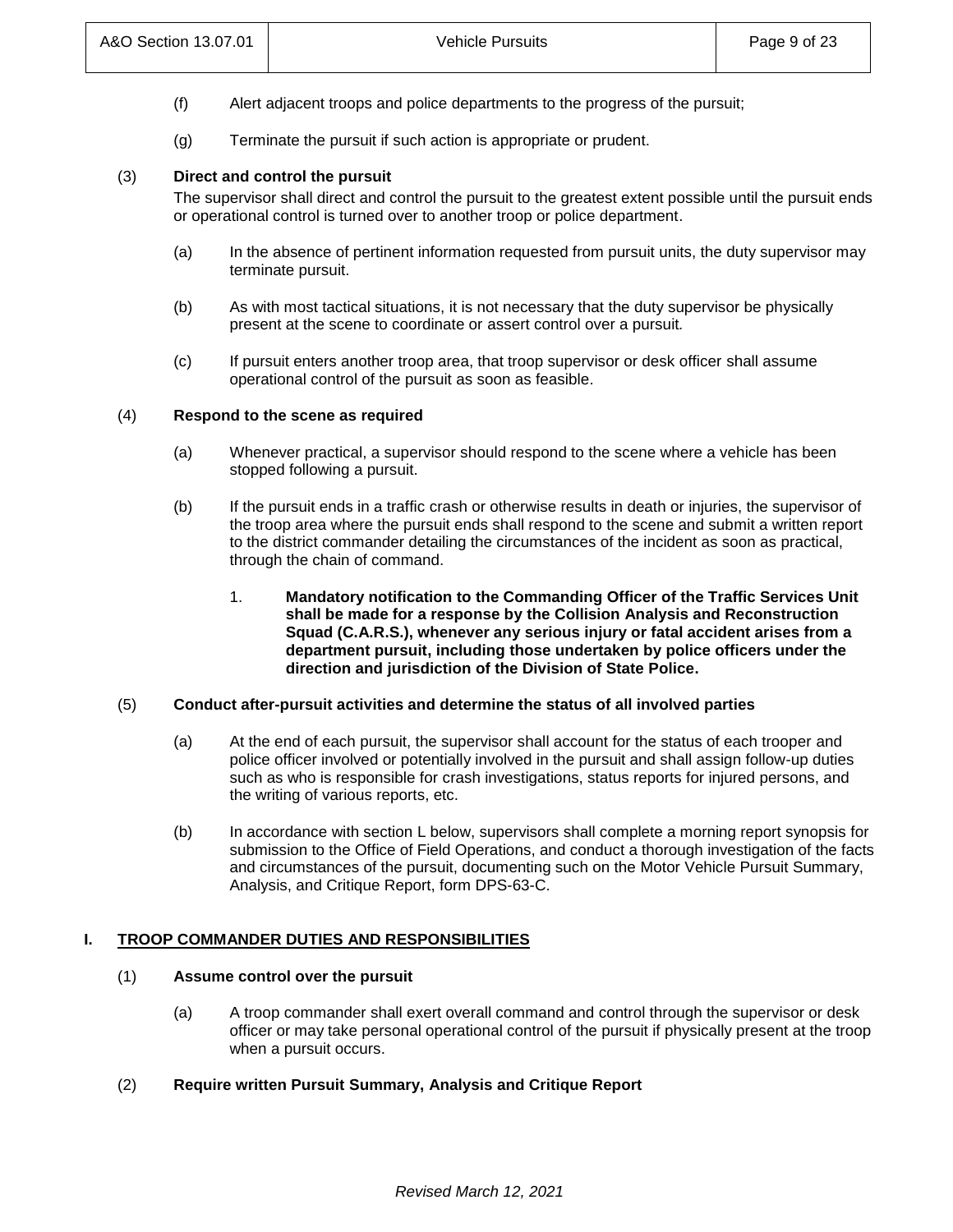(f) Alert adjacent troops and police departments to the progress of the pursuit;

(g) Terminate the pursuit if such action is appropriate or prudent.

(3) **Direct and control the pursuit**

The supervisor shall direct and control the pursuit to the greatest extent possible until the pursuit ends or operational control is turned over to another troop or police department.

(a) In the absence of pertinent information requested from pursuit units, the duty supervisor may terminate pursuit.

(b) As with most tactical situations, it is not necessary that the duty supervisor be physically present at the scene to coordinate or assert control over a pursuit.

(c) If pursuit enters another troop area, that troop supervisor or desk officer shall assume operational control of the pursuit as soon as feasible.

(4) **Respond to the scene as required**

(a) Whenever practical, a supervisor should respond to the scene where a vehicle has been stopped following a pursuit.

(b) If the pursuit ends in a traffic crash or otherwise results in death or injuries, the supervisor of the troop area where the pursuit ends shall respond to the scene and submit a written report to the district commander detailing the circumstances of the incident as soon as practical, through the chain of command.

1. **Mandatory notification to the Commanding Officer of the Traffic Services Unit shall be made for a response by the Collision Analysis and Reconstruction Squad (C.A.R.S.), whenever any serious injury or fatal accident arises from a department pursuit, including those undertaken by police officers under the direction and jurisdiction of the Division of State Police.**

(5) **Conduct after-pursuit activities and determine the status of all involved parties**

(a) At the end of each pursuit, the supervisor shall account for the status of each trooper and police officer involved or potentially involved in the pursuit and shall assign follow-up duties such as who is responsible for crash investigations, status reports for injured persons, and the writing of various reports, etc.

(b) In accordance with section L below, supervisors shall complete a morning report synopsis for submission to the Office of Field Operations, and conduct a thorough investigation of the facts and circumstances of the pursuit, documenting such on the Motor Vehicle Pursuit Summary, Analysis, and Critique Report, form DPS-63-C.

## I. TROOP COMMANDER DUTIES AND RESPONSIBILITIES

(1) **Assume control over the pursuit**

(a) A troop commander shall exert overall command and control through the supervisor or desk officer or may take personal operational control of the pursuit if physically present at the troop when a pursuit occurs.

(2) **Require written Pursuit Summary, Analysis and Critique Report**

*Revised March 12, 2021*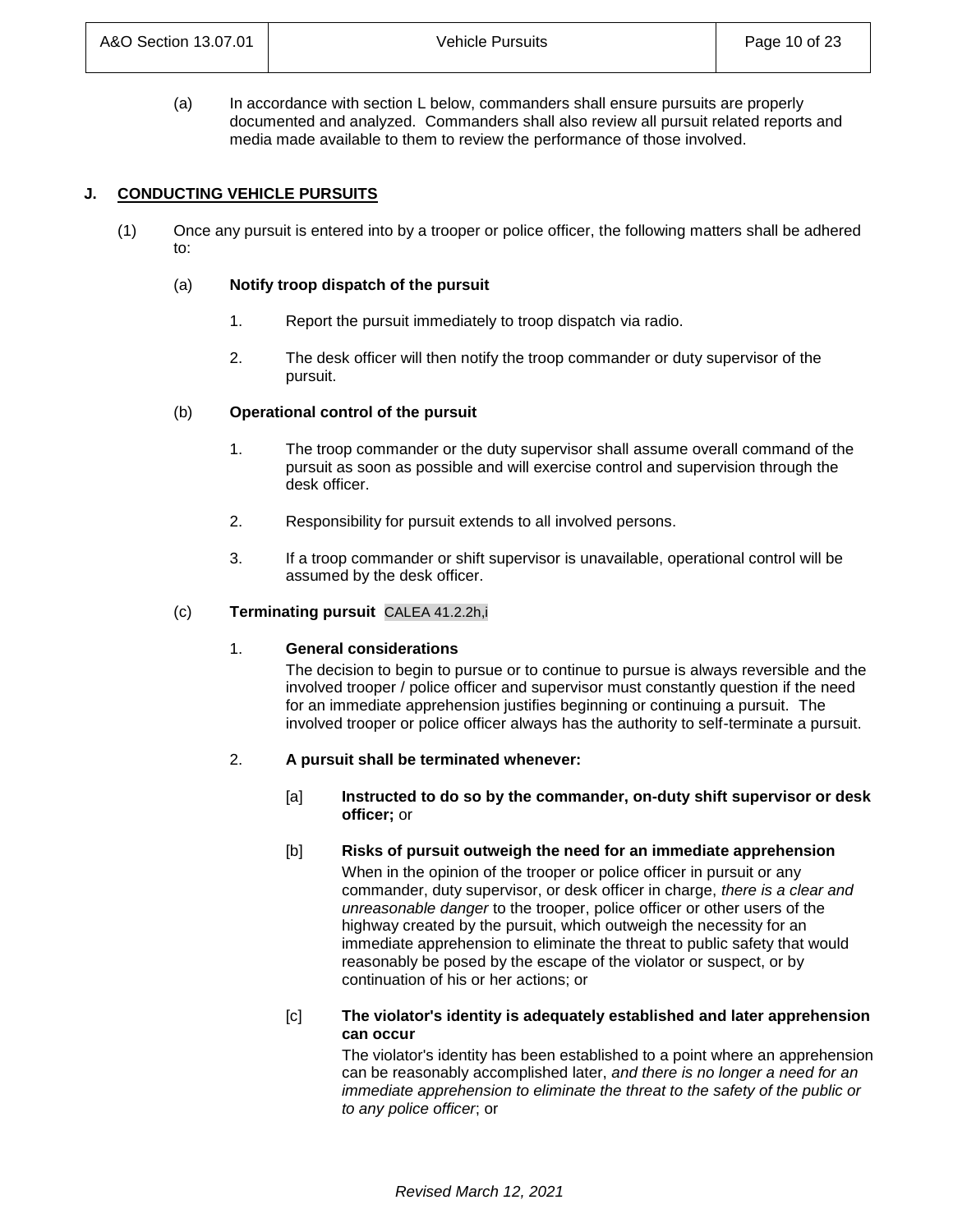(a) In accordance with section L below, commanders shall ensure pursuits are properly documented and analyzed. Commanders shall also review all pursuit related reports and media made available to them to review the performance of those involved.

## J. CONDUCTING VEHICLE PURSUITS

(1) Once any pursuit is entered into by a trooper or police officer, the following matters shall be adhered to:

(a) **Notify troop dispatch of the pursuit**

1. Report the pursuit immediately to troop dispatch via radio.

2. The desk officer will then notify the troop commander or duty supervisor of the pursuit.

(b) **Operational control of the pursuit**

1. The troop commander or the duty supervisor shall assume overall command of the pursuit as soon as possible and will exercise control and supervision through the desk officer.

2. Responsibility for pursuit extends to all involved persons.

3. If a troop commander or shift supervisor is unavailable, operational control will be assumed by the desk officer.

(c) **Terminating pursuit** CALEA 41.2.2h,i

1. **General considerations**

The decision to begin to pursue or to continue to pursue is always reversible and the involved trooper / police officer and supervisor must constantly question if the need for an immediate apprehension justifies beginning or continuing a pursuit. The involved trooper or police officer always has the authority to self-terminate a pursuit.

2. **A pursuit shall be terminated whenever:**

[a] **Instructed to do so by the commander, on-duty shift supervisor or desk officer;** or

[b] **Risks of pursuit outweigh the need for an immediate apprehension**

When in the opinion of the trooper or police officer in pursuit or any commander, duty supervisor, or desk officer in charge, *there is a clear and unreasonable danger* to the trooper, police officer or other users of the highway created by the pursuit, which outweigh the necessity for an immediate apprehension to eliminate the threat to public safety that would reasonably be posed by the escape of the violator or suspect, or by continuation of his or her actions; or

[c] **The violator's identity is adequately established and later apprehension can occur**

The violator's identity has been established to a point where an apprehension can be reasonably accomplished later, *and there is no longer a need for an immediate apprehension to eliminate the threat to the safety of the public or to any police officer*; or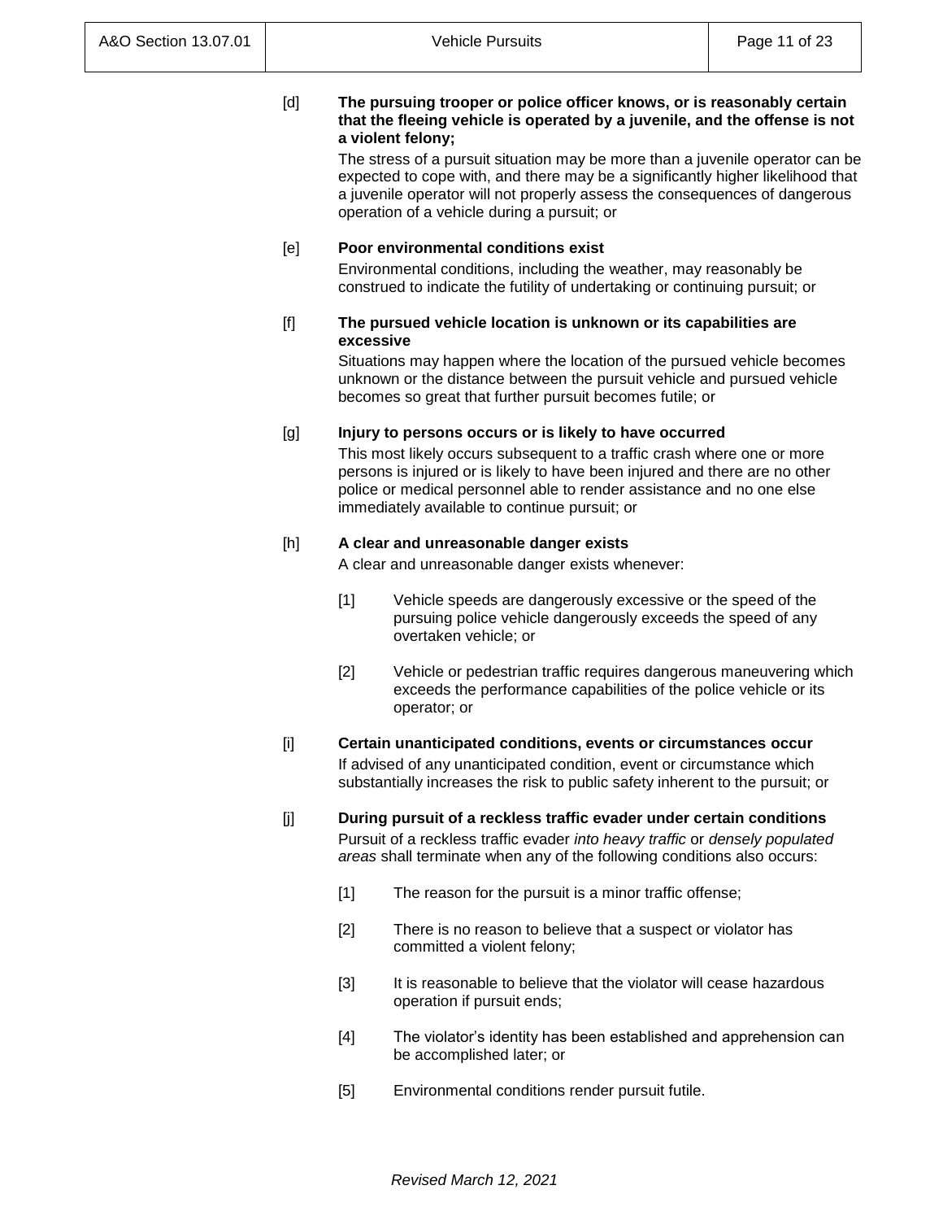[d] **The pursuing trooper or police officer knows, or is reasonably certain that the fleeing vehicle is operated by a juvenile, and the offense is not a violent felony;**

The stress of a pursuit situation may be more than a juvenile operator can be expected to cope with, and there may be a significantly higher likelihood that a juvenile operator will not properly assess the consequences of dangerous operation of a vehicle during a pursuit; or

[e] **Poor environmental conditions exist**

Environmental conditions, including the weather, may reasonably be construed to indicate the futility of undertaking or continuing pursuit; or

[f] **The pursued vehicle location is unknown or its capabilities are excessive**

Situations may happen where the location of the pursued vehicle becomes unknown or the distance between the pursuit vehicle and pursued vehicle becomes so great that further pursuit becomes futile; or

[g] **Injury to persons occurs or is likely to have occurred**

This most likely occurs subsequent to a traffic crash where one or more persons is injured or is likely to have been injured and there are no other police or medical personnel able to render assistance and no one else immediately available to continue pursuit; or

[h] **A clear and unreasonable danger exists**

A clear and unreasonable danger exists whenever:

- [1] Vehicle speeds are dangerously excessive or the speed of the pursuing police vehicle dangerously exceeds the speed of any overtaken vehicle; or
- [2] Vehicle or pedestrian traffic requires dangerous maneuvering which exceeds the performance capabilities of the police vehicle or its operator; or

[i] **Certain unanticipated conditions, events or circumstances occur**

If advised of any unanticipated condition, event or circumstance which substantially increases the risk to public safety inherent to the pursuit; or

[j] **During pursuit of a reckless traffic evader under certain conditions**

Pursuit of a reckless traffic evader *into heavy traffic* or *densely populated areas* shall terminate when any of the following conditions also occurs:

- [1] The reason for the pursuit is a minor traffic offense;
- [2] There is no reason to believe that a suspect or violator has committed a violent felony;
- [3] It is reasonable to believe that the violator will cease hazardous operation if pursuit ends;
- [4] The violator's identity has been established and apprehension can be accomplished later; or
- [5] Environmental conditions render pursuit futile.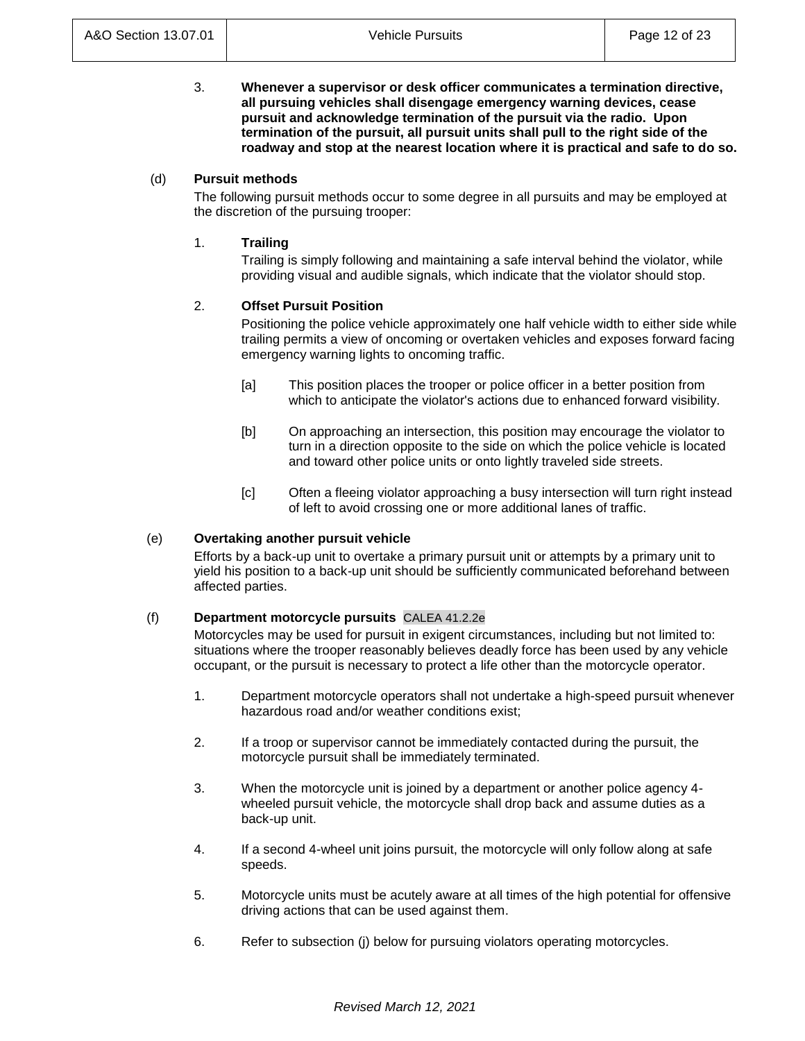3. **Whenever a supervisor or desk officer communicates a termination directive, all pursuing vehicles shall disengage emergency warning devices, cease pursuit and acknowledge termination of the pursuit via the radio. Upon termination of the pursuit, all pursuit units shall pull to the right side of the roadway and stop at the nearest location where it is practical and safe to do so.**

(d) **Pursuit methods**

The following pursuit methods occur to some degree in all pursuits and may be employed at the discretion of the pursuing trooper:

1. **Trailing**

   Trailing is simply following and maintaining a safe interval behind the violator, while providing visual and audible signals, which indicate that the violator should stop.

2. **Offset Pursuit Position**

   Positioning the police vehicle approximately one half vehicle width to either side while trailing permits a view of oncoming or overtaken vehicles and exposes forward facing emergency warning lights to oncoming traffic.

   [a] This position places the trooper or police officer in a better position from which to anticipate the violator's actions due to enhanced forward visibility.

   [b] On approaching an intersection, this position may encourage the violator to turn in a direction opposite to the side on which the police vehicle is located and toward other police units or onto lightly traveled side streets.

   [c] Often a fleeing violator approaching a busy intersection will turn right instead of left to avoid crossing one or more additional lanes of traffic.

(e) **Overtaking another pursuit vehicle**

Efforts by a back-up unit to overtake a primary pursuit unit or attempts by a primary unit to yield his position to a back-up unit should be sufficiently communicated beforehand between affected parties.

(f) **Department motorcycle pursuits** CALEA 41.2.2e

Motorcycles may be used for pursuit in exigent circumstances, including but not limited to: situations where the trooper reasonably believes deadly force has been used by any vehicle occupant, or the pursuit is necessary to protect a life other than the motorcycle operator.

1. Department motorcycle operators shall not undertake a high-speed pursuit whenever hazardous road and/or weather conditions exist;

2. If a troop or supervisor cannot be immediately contacted during the pursuit, the motorcycle pursuit shall be immediately terminated.

3. When the motorcycle unit is joined by a department or another police agency 4-wheeled pursuit vehicle, the motorcycle shall drop back and assume duties as a back-up unit.

4. If a second 4-wheel unit joins pursuit, the motorcycle will only follow along at safe speeds.

5. Motorcycle units must be acutely aware at all times of the high potential for offensive driving actions that can be used against them.

6. Refer to subsection (j) below for pursuing violators operating motorcycles.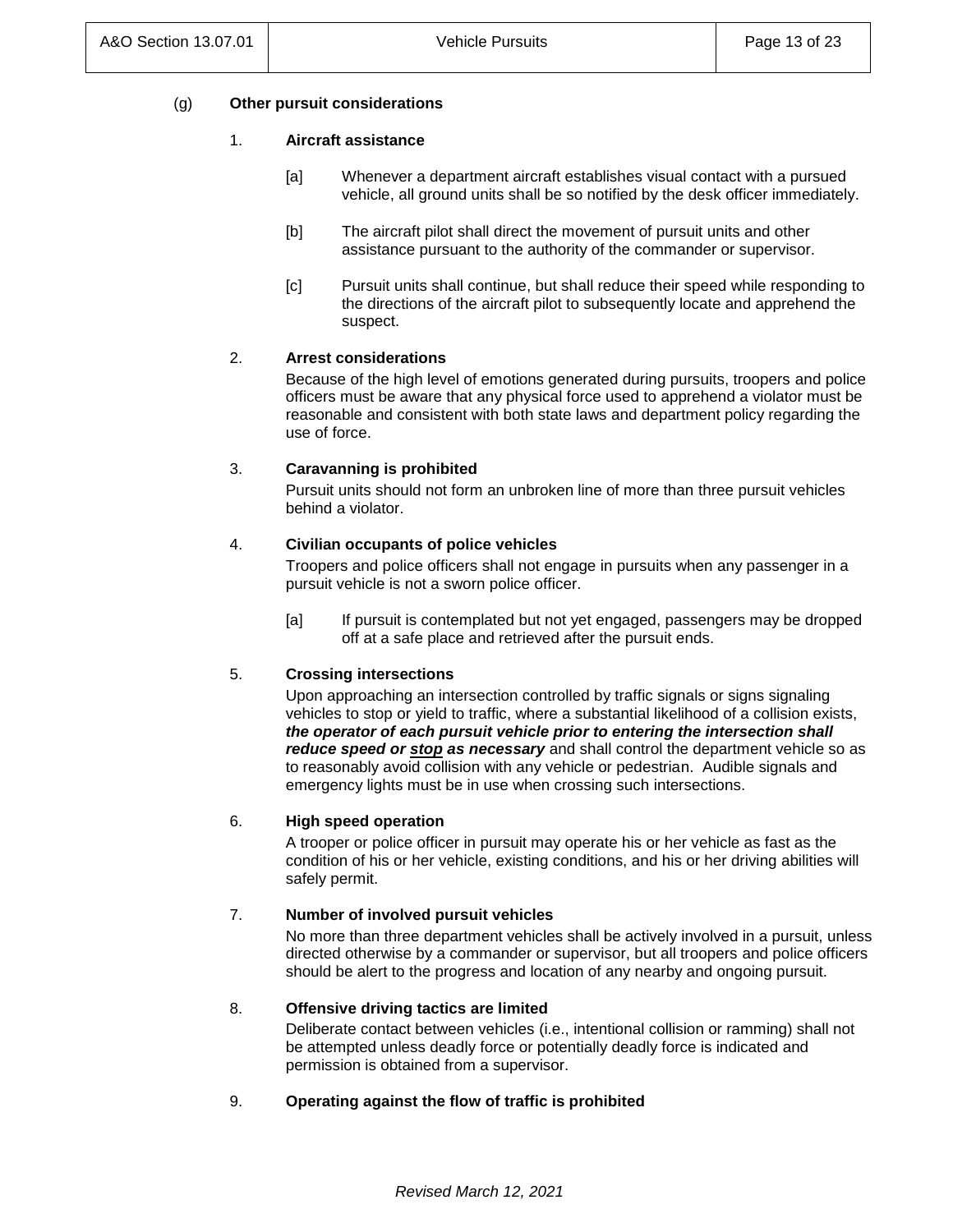(g) **Other pursuit considerations**

1. **Aircraft assistance**

   [a] Whenever a department aircraft establishes visual contact with a pursued vehicle, all ground units shall be so notified by the desk officer immediately.

   [b] The aircraft pilot shall direct the movement of pursuit units and other assistance pursuant to the authority of the commander or supervisor.

   [c] Pursuit units shall continue, but shall reduce their speed while responding to the directions of the aircraft pilot to subsequently locate and apprehend the suspect.

2. **Arrest considerations**

   Because of the high level of emotions generated during pursuits, troopers and police officers must be aware that any physical force used to apprehend a violator must be reasonable and consistent with both state laws and department policy regarding the use of force.

3. **Caravanning is prohibited**

   Pursuit units should not form an unbroken line of more than three pursuit vehicles behind a violator.

4. **Civilian occupants of police vehicles**

   Troopers and police officers shall not engage in pursuits when any passenger in a pursuit vehicle is not a sworn police officer.

   [a] If pursuit is contemplated but not yet engaged, passengers may be dropped off at a safe place and retrieved after the pursuit ends.

5. **Crossing intersections**

   Upon approaching an intersection controlled by traffic signals or signs signaling vehicles to stop or yield to traffic, where a substantial likelihood of a collision exists, ***the operator of each pursuit vehicle prior to entering the intersection shall reduce speed or <u>stop</u> as necessary*** and shall control the department vehicle so as to reasonably avoid collision with any vehicle or pedestrian. Audible signals and emergency lights must be in use when crossing such intersections.

6. **High speed operation**

   A trooper or police officer in pursuit may operate his or her vehicle as fast as the condition of his or her vehicle, existing conditions, and his or her driving abilities will safely permit.

7. **Number of involved pursuit vehicles**

   No more than three department vehicles shall be actively involved in a pursuit, unless directed otherwise by a commander or supervisor, but all troopers and police officers should be alert to the progress and location of any nearby and ongoing pursuit.

8. **Offensive driving tactics are limited**

   Deliberate contact between vehicles (i.e., intentional collision or ramming) shall not be attempted unless deadly force or potentially deadly force is indicated and permission is obtained from a supervisor.

9. **Operating against the flow of traffic is prohibited**

*Revised March 12, 2021*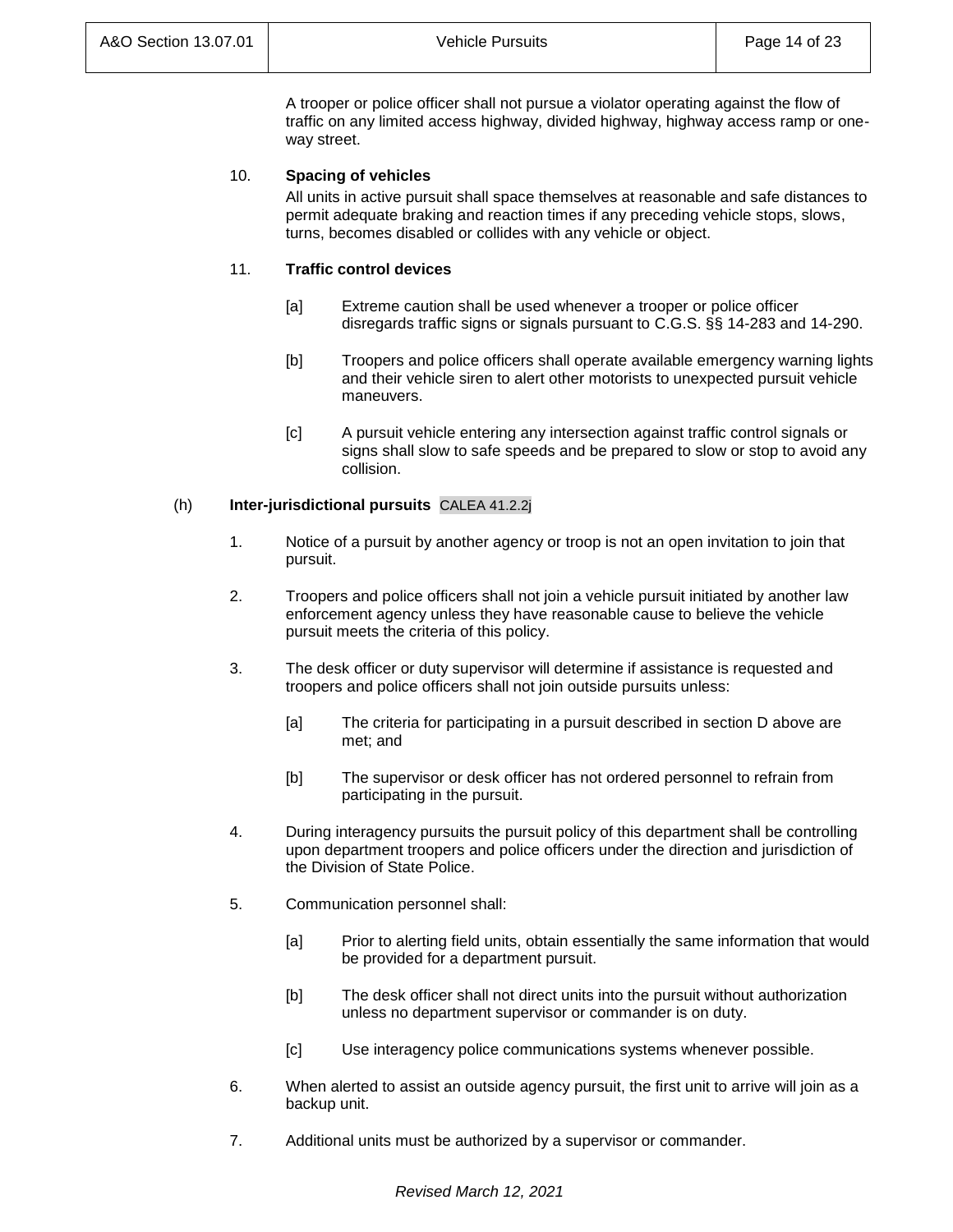A trooper or police officer shall not pursue a violator operating against the flow of traffic on any limited access highway, divided highway, highway access ramp or one-way street.

10. **Spacing of vehicles**

All units in active pursuit shall space themselves at reasonable and safe distances to permit adequate braking and reaction times if any preceding vehicle stops, slows, turns, becomes disabled or collides with any vehicle or object.

11. **Traffic control devices**

[a] Extreme caution shall be used whenever a trooper or police officer disregards traffic signs or signals pursuant to C.G.S. §§ 14-283 and 14-290.

[b] Troopers and police officers shall operate available emergency warning lights and their vehicle siren to alert other motorists to unexpected pursuit vehicle maneuvers.

[c] A pursuit vehicle entering any intersection against traffic control signals or signs shall slow to safe speeds and be prepared to slow or stop to avoid any collision.

(h) **Inter-jurisdictional pursuits** CALEA 41.2.2j

1. Notice of a pursuit by another agency or troop is not an open invitation to join that pursuit.

2. Troopers and police officers shall not join a vehicle pursuit initiated by another law enforcement agency unless they have reasonable cause to believe the vehicle pursuit meets the criteria of this policy.

3. The desk officer or duty supervisor will determine if assistance is requested and troopers and police officers shall not join outside pursuits unless:

   [a] The criteria for participating in a pursuit described in section D above are met; and

   [b] The supervisor or desk officer has not ordered personnel to refrain from participating in the pursuit.

4. During interagency pursuits the pursuit policy of this department shall be controlling upon department troopers and police officers under the direction and jurisdiction of the Division of State Police.

5. Communication personnel shall:

   [a] Prior to alerting field units, obtain essentially the same information that would be provided for a department pursuit.

   [b] The desk officer shall not direct units into the pursuit without authorization unless no department supervisor or commander is on duty.

   [c] Use interagency police communications systems whenever possible.

6. When alerted to assist an outside agency pursuit, the first unit to arrive will join as a backup unit.

7. Additional units must be authorized by a supervisor or commander.

*Revised March 12, 2021*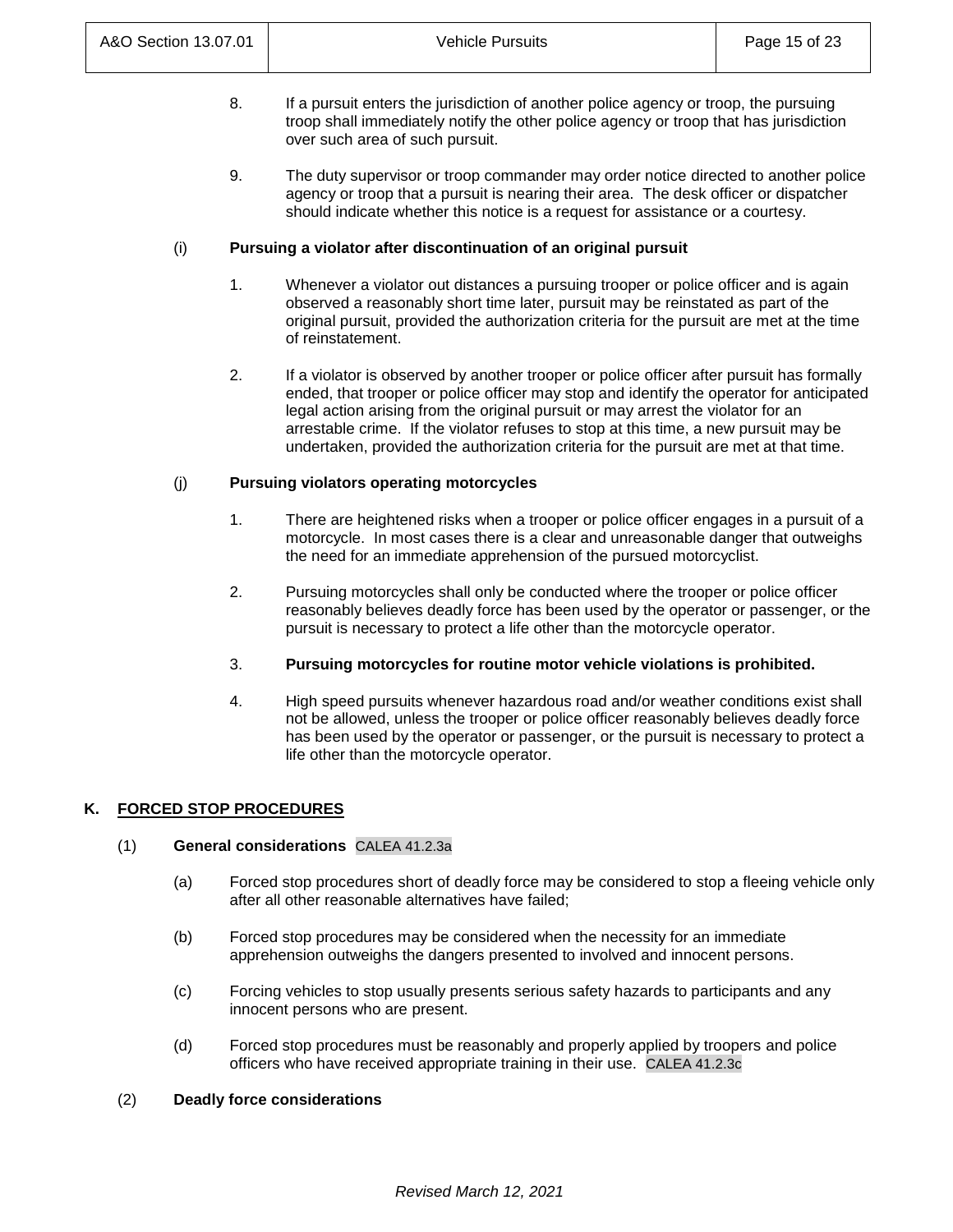8. If a pursuit enters the jurisdiction of another police agency or troop, the pursuing troop shall immediately notify the other police agency or troop that has jurisdiction over such area of such pursuit.

9. The duty supervisor or troop commander may order notice directed to another police agency or troop that a pursuit is nearing their area. The desk officer or dispatcher should indicate whether this notice is a request for assistance or a courtesy.

(i) **Pursuing a violator after discontinuation of an original pursuit**

1. Whenever a violator out distances a pursuing trooper or police officer and is again observed a reasonably short time later, pursuit may be reinstated as part of the original pursuit, provided the authorization criteria for the pursuit are met at the time of reinstatement.

2. If a violator is observed by another trooper or police officer after pursuit has formally ended, that trooper or police officer may stop and identify the operator for anticipated legal action arising from the original pursuit or may arrest the violator for an arrestable crime. If the violator refuses to stop at this time, a new pursuit may be undertaken, provided the authorization criteria for the pursuit are met at that time.

(j) **Pursuing violators operating motorcycles**

1. There are heightened risks when a trooper or police officer engages in a pursuit of a motorcycle. In most cases there is a clear and unreasonable danger that outweighs the need for an immediate apprehension of the pursued motorcyclist.

2. Pursuing motorcycles shall only be conducted where the trooper or police officer reasonably believes deadly force has been used by the operator or passenger, or the pursuit is necessary to protect a life other than the motorcycle operator.

3. **Pursuing motorcycles for routine motor vehicle violations is prohibited.**

4. High speed pursuits whenever hazardous road and/or weather conditions exist shall not be allowed, unless the trooper or police officer reasonably believes deadly force has been used by the operator or passenger, or the pursuit is necessary to protect a life other than the motorcycle operator.

## K. FORCED STOP PROCEDURES

(1) **General considerations** CALEA 41.2.3a

(a) Forced stop procedures short of deadly force may be considered to stop a fleeing vehicle only after all other reasonable alternatives have failed;

(b) Forced stop procedures may be considered when the necessity for an immediate apprehension outweighs the dangers presented to involved and innocent persons.

(c) Forcing vehicles to stop usually presents serious safety hazards to participants and any innocent persons who are present.

(d) Forced stop procedures must be reasonably and properly applied by troopers and police officers who have received appropriate training in their use. CALEA 41.2.3c

(2) **Deadly force considerations**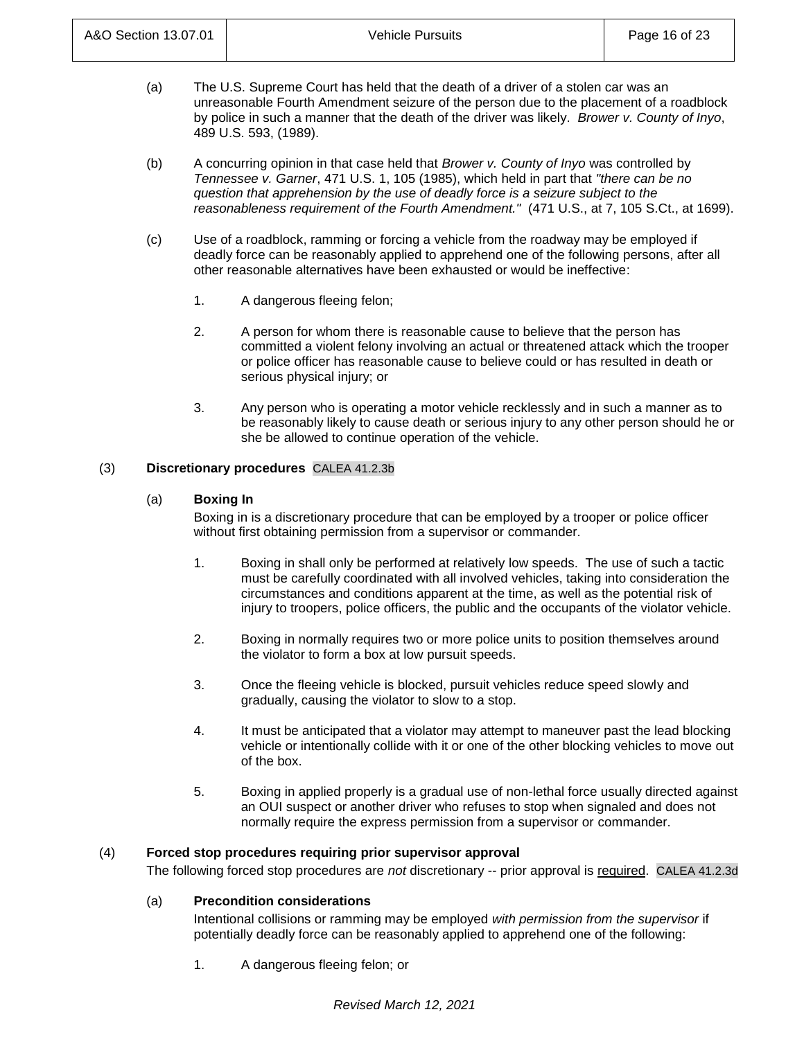(a) The U.S. Supreme Court has held that the death of a driver of a stolen car was an unreasonable Fourth Amendment seizure of the person due to the placement of a roadblock by police in such a manner that the death of the driver was likely. *Brower v. County of Inyo*, 489 U.S. 593, (1989).

(b) A concurring opinion in that case held that *Brower v. County of Inyo* was controlled by *Tennessee v. Garner*, 471 U.S. 1, 105 (1985), which held in part that *"there can be no question that apprehension by the use of deadly force is a seizure subject to the reasonableness requirement of the Fourth Amendment."* (471 U.S., at 7, 105 S.Ct., at 1699).

(c) Use of a roadblock, ramming or forcing a vehicle from the roadway may be employed if deadly force can be reasonably applied to apprehend one of the following persons, after all other reasonable alternatives have been exhausted or would be ineffective:

1. A dangerous fleeing felon;

2. A person for whom there is reasonable cause to believe that the person has committed a violent felony involving an actual or threatened attack which the trooper or police officer has reasonable cause to believe could or has resulted in death or serious physical injury; or

3. Any person who is operating a motor vehicle recklessly and in such a manner as to be reasonably likely to cause death or serious injury to any other person should he or she be allowed to continue operation of the vehicle.

(3) **Discretionary procedures** CALEA 41.2.3b

(a) **Boxing In**

Boxing in is a discretionary procedure that can be employed by a trooper or police officer without first obtaining permission from a supervisor or commander.

1. Boxing in shall only be performed at relatively low speeds. The use of such a tactic must be carefully coordinated with all involved vehicles, taking into consideration the circumstances and conditions apparent at the time, as well as the potential risk of injury to troopers, police officers, the public and the occupants of the violator vehicle.

2. Boxing in normally requires two or more police units to position themselves around the violator to form a box at low pursuit speeds.

3. Once the fleeing vehicle is blocked, pursuit vehicles reduce speed slowly and gradually, causing the violator to slow to a stop.

4. It must be anticipated that a violator may attempt to maneuver past the lead blocking vehicle or intentionally collide with it or one of the other blocking vehicles to move out of the box.

5. Boxing in applied properly is a gradual use of non-lethal force usually directed against an OUI suspect or another driver who refuses to stop when signaled and does not normally require the express permission from a supervisor or commander.

(4) **Forced stop procedures requiring prior supervisor approval**

The following forced stop procedures are *not* discretionary -- prior approval is required. CALEA 41.2.3d

(a) **Precondition considerations**

Intentional collisions or ramming may be employed *with permission from the supervisor* if potentially deadly force can be reasonably applied to apprehend one of the following:

1. A dangerous fleeing felon; or

*Revised March 12, 2021*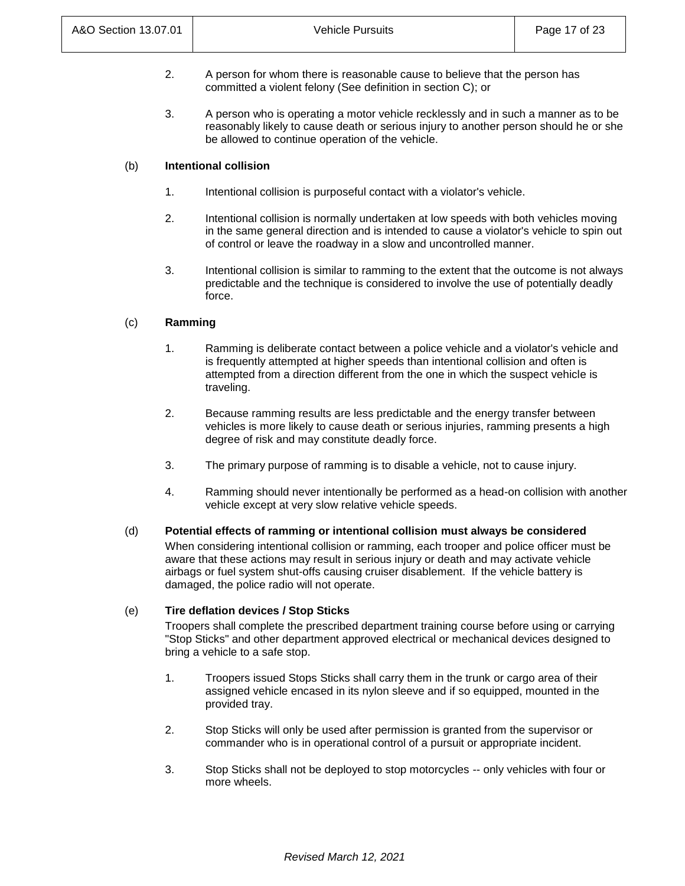2. A person for whom there is reasonable cause to believe that the person has committed a violent felony (See definition in section C); or

3. A person who is operating a motor vehicle recklessly and in such a manner as to be reasonably likely to cause death or serious injury to another person should he or she be allowed to continue operation of the vehicle.

(b) **Intentional collision**

1. Intentional collision is purposeful contact with a violator's vehicle.

2. Intentional collision is normally undertaken at low speeds with both vehicles moving in the same general direction and is intended to cause a violator's vehicle to spin out of control or leave the roadway in a slow and uncontrolled manner.

3. Intentional collision is similar to ramming to the extent that the outcome is not always predictable and the technique is considered to involve the use of potentially deadly force.

(c) **Ramming**

1. Ramming is deliberate contact between a police vehicle and a violator's vehicle and is frequently attempted at higher speeds than intentional collision and often is attempted from a direction different from the one in which the suspect vehicle is traveling.

2. Because ramming results are less predictable and the energy transfer between vehicles is more likely to cause death or serious injuries, ramming presents a high degree of risk and may constitute deadly force.

3. The primary purpose of ramming is to disable a vehicle, not to cause injury.

4. Ramming should never intentionally be performed as a head-on collision with another vehicle except at very slow relative vehicle speeds.

(d) **Potential effects of ramming or intentional collision must always be considered**

When considering intentional collision or ramming, each trooper and police officer must be aware that these actions may result in serious injury or death and may activate vehicle airbags or fuel system shut-offs causing cruiser disablement. If the vehicle battery is damaged, the police radio will not operate.

(e) **Tire deflation devices / Stop Sticks**

Troopers shall complete the prescribed department training course before using or carrying "Stop Sticks" and other department approved electrical or mechanical devices designed to bring a vehicle to a safe stop.

1. Troopers issued Stops Sticks shall carry them in the trunk or cargo area of their assigned vehicle encased in its nylon sleeve and if so equipped, mounted in the provided tray.

2. Stop Sticks will only be used after permission is granted from the supervisor or commander who is in operational control of a pursuit or appropriate incident.

3. Stop Sticks shall not be deployed to stop motorcycles -- only vehicles with four or more wheels.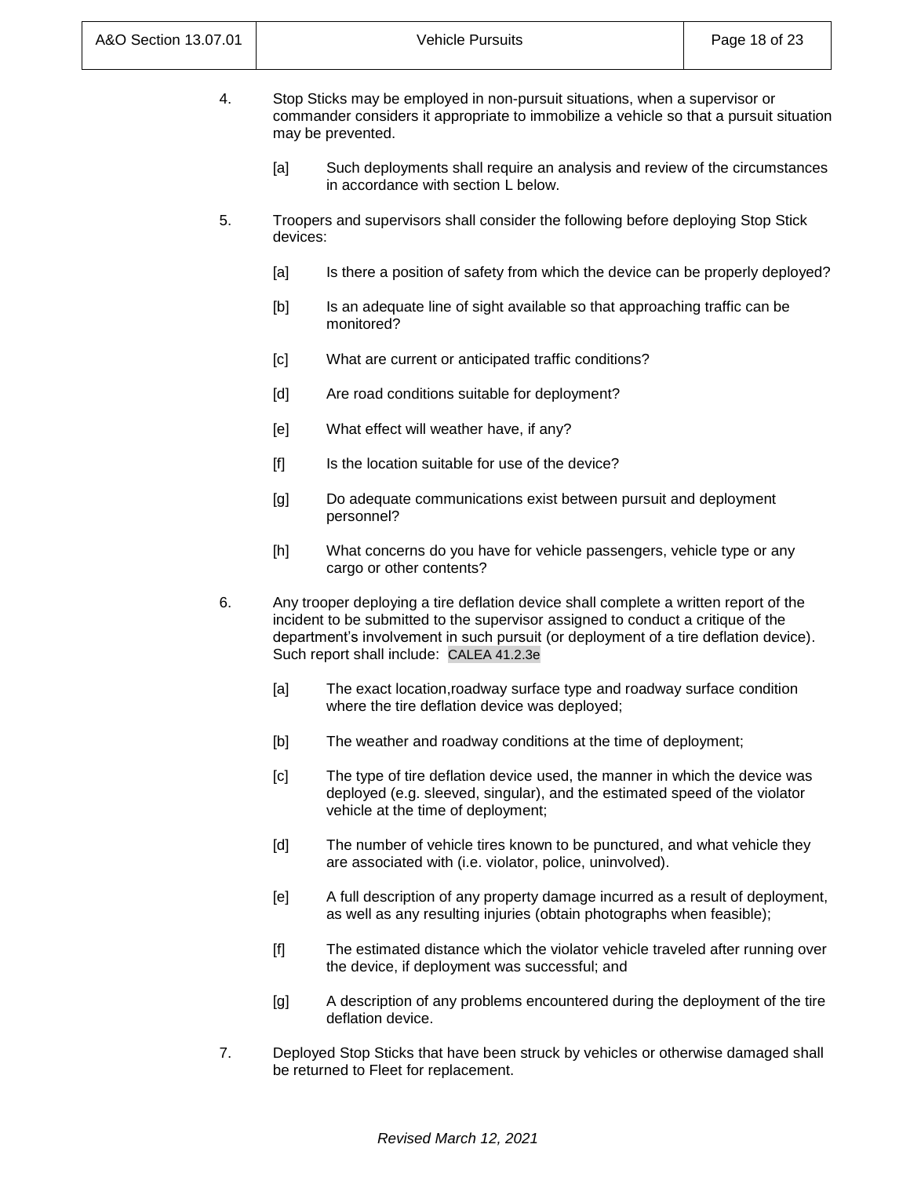4. Stop Sticks may be employed in non-pursuit situations, when a supervisor or commander considers it appropriate to immobilize a vehicle so that a pursuit situation may be prevented.

    [a] Such deployments shall require an analysis and review of the circumstances in accordance with section L below.

5. Troopers and supervisors shall consider the following before deploying Stop Stick devices:

    [a] Is there a position of safety from which the device can be properly deployed?

    [b] Is an adequate line of sight available so that approaching traffic can be monitored?

    [c] What are current or anticipated traffic conditions?

    [d] Are road conditions suitable for deployment?

    [e] What effect will weather have, if any?

    [f] Is the location suitable for use of the device?

    [g] Do adequate communications exist between pursuit and deployment personnel?

    [h] What concerns do you have for vehicle passengers, vehicle type or any cargo or other contents?

6. Any trooper deploying a tire deflation device shall complete a written report of the incident to be submitted to the supervisor assigned to conduct a critique of the department's involvement in such pursuit (or deployment of a tire deflation device). Such report shall include: CALEA 41.2.3e

    [a] The exact location,roadway surface type and roadway surface condition where the tire deflation device was deployed;

    [b] The weather and roadway conditions at the time of deployment;

    [c] The type of tire deflation device used, the manner in which the device was deployed (e.g. sleeved, singular), and the estimated speed of the violator vehicle at the time of deployment;

    [d] The number of vehicle tires known to be punctured, and what vehicle they are associated with (i.e. violator, police, uninvolved).

    [e] A full description of any property damage incurred as a result of deployment, as well as any resulting injuries (obtain photographs when feasible);

    [f] The estimated distance which the violator vehicle traveled after running over the device, if deployment was successful; and

    [g] A description of any problems encountered during the deployment of the tire deflation device.

7. Deployed Stop Sticks that have been struck by vehicles or otherwise damaged shall be returned to Fleet for replacement.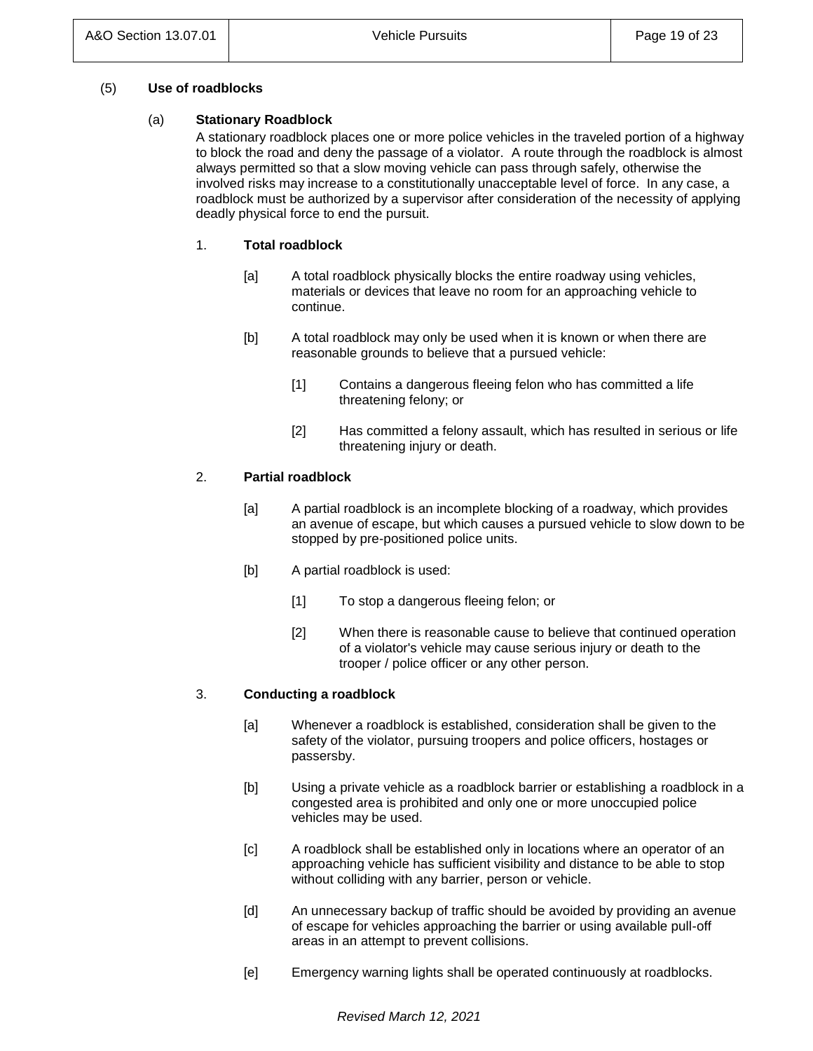(5) **Use of roadblocks**

(a) **Stationary Roadblock**

A stationary roadblock places one or more police vehicles in the traveled portion of a highway to block the road and deny the passage of a violator. A route through the roadblock is almost always permitted so that a slow moving vehicle can pass through safely, otherwise the involved risks may increase to a constitutionally unacceptable level of force. In any case, a roadblock must be authorized by a supervisor after consideration of the necessity of applying deadly physical force to end the pursuit.

1. **Total roadblock**

[a] A total roadblock physically blocks the entire roadway using vehicles, materials or devices that leave no room for an approaching vehicle to continue.

[b] A total roadblock may only be used when it is known or when there are reasonable grounds to believe that a pursued vehicle:

[1] Contains a dangerous fleeing felon who has committed a life threatening felony; or

[2] Has committed a felony assault, which has resulted in serious or life threatening injury or death.

2. **Partial roadblock**

[a] A partial roadblock is an incomplete blocking of a roadway, which provides an avenue of escape, but which causes a pursued vehicle to slow down to be stopped by pre-positioned police units.

[b] A partial roadblock is used:

[1] To stop a dangerous fleeing felon; or

[2] When there is reasonable cause to believe that continued operation of a violator's vehicle may cause serious injury or death to the trooper / police officer or any other person.

3. **Conducting a roadblock**

[a] Whenever a roadblock is established, consideration shall be given to the safety of the violator, pursuing troopers and police officers, hostages or passersby.

[b] Using a private vehicle as a roadblock barrier or establishing a roadblock in a congested area is prohibited and only one or more unoccupied police vehicles may be used.

[c] A roadblock shall be established only in locations where an operator of an approaching vehicle has sufficient visibility and distance to be able to stop without colliding with any barrier, person or vehicle.

[d] An unnecessary backup of traffic should be avoided by providing an avenue of escape for vehicles approaching the barrier or using available pull-off areas in an attempt to prevent collisions.

[e] Emergency warning lights shall be operated continuously at roadblocks.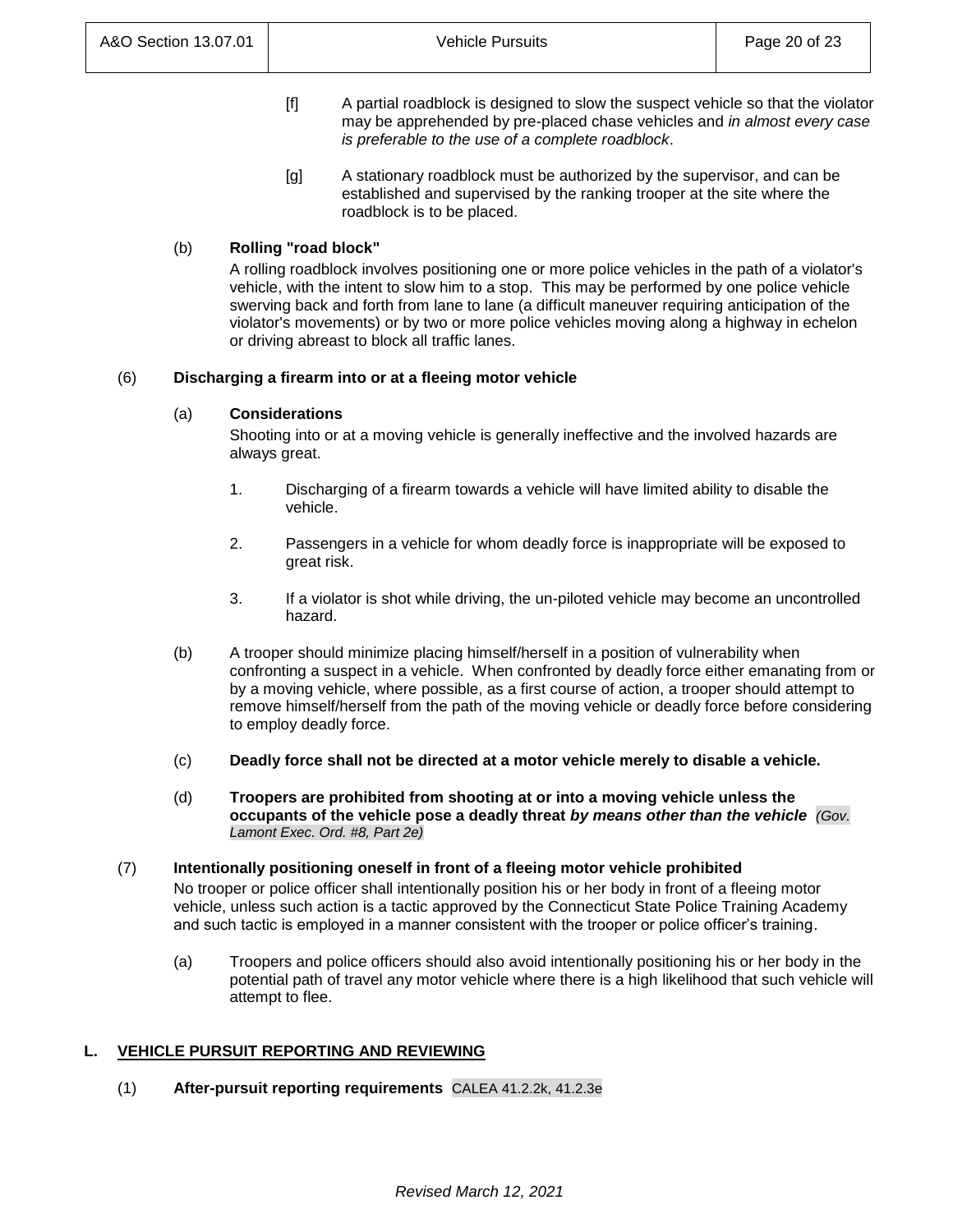[f] A partial roadblock is designed to slow the suspect vehicle so that the violator may be apprehended by pre-placed chase vehicles and *in almost every case is preferable to the use of a complete roadblock*.

[g] A stationary roadblock must be authorized by the supervisor, and can be established and supervised by the ranking trooper at the site where the roadblock is to be placed.

(b) **Rolling "road block"**

A rolling roadblock involves positioning one or more police vehicles in the path of a violator's vehicle, with the intent to slow him to a stop. This may be performed by one police vehicle swerving back and forth from lane to lane (a difficult maneuver requiring anticipation of the violator's movements) or by two or more police vehicles moving along a highway in echelon or driving abreast to block all traffic lanes.

(6) **Discharging a firearm into or at a fleeing motor vehicle**

(a) **Considerations**

Shooting into or at a moving vehicle is generally ineffective and the involved hazards are always great.

1. Discharging of a firearm towards a vehicle will have limited ability to disable the vehicle.

2. Passengers in a vehicle for whom deadly force is inappropriate will be exposed to great risk.

3. If a violator is shot while driving, the un-piloted vehicle may become an uncontrolled hazard.

(b) A trooper should minimize placing himself/herself in a position of vulnerability when confronting a suspect in a vehicle. When confronted by deadly force either emanating from or by a moving vehicle, where possible, as a first course of action, a trooper should attempt to remove himself/herself from the path of the moving vehicle or deadly force before considering to employ deadly force.

(c) **Deadly force shall not be directed at a motor vehicle merely to disable a vehicle.**

(d) **Troopers are prohibited from shooting at or into a moving vehicle unless the occupants of the vehicle pose a deadly threat *by means other than the vehicle*** *(Gov. Lamont Exec. Ord. #8, Part 2e)*

(7) **Intentionally positioning oneself in front of a fleeing motor vehicle prohibited**

No trooper or police officer shall intentionally position his or her body in front of a fleeing motor vehicle, unless such action is a tactic approved by the Connecticut State Police Training Academy and such tactic is employed in a manner consistent with the trooper or police officer's training.

(a) Troopers and police officers should also avoid intentionally positioning his or her body in the potential path of travel any motor vehicle where there is a high likelihood that such vehicle will attempt to flee.

## L. VEHICLE PURSUIT REPORTING AND REVIEWING

(1) **After-pursuit reporting requirements** CALEA 41.2.2k, 41.2.3e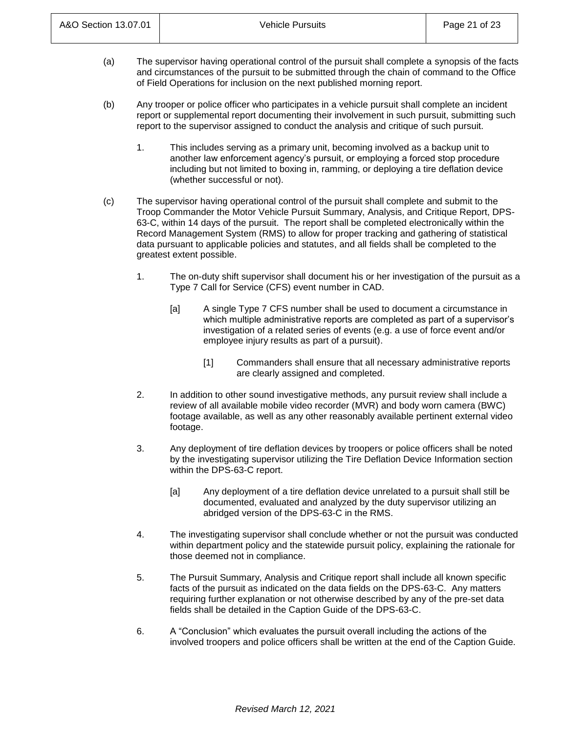(a) The supervisor having operational control of the pursuit shall complete a synopsis of the facts and circumstances of the pursuit to be submitted through the chain of command to the Office of Field Operations for inclusion on the next published morning report.

(b) Any trooper or police officer who participates in a vehicle pursuit shall complete an incident report or supplemental report documenting their involvement in such pursuit, submitting such report to the supervisor assigned to conduct the analysis and critique of such pursuit.

1. This includes serving as a primary unit, becoming involved as a backup unit to another law enforcement agency's pursuit, or employing a forced stop procedure including but not limited to boxing in, ramming, or deploying a tire deflation device (whether successful or not).

(c) The supervisor having operational control of the pursuit shall complete and submit to the Troop Commander the Motor Vehicle Pursuit Summary, Analysis, and Critique Report, DPS-63-C, within 14 days of the pursuit. The report shall be completed electronically within the Record Management System (RMS) to allow for proper tracking and gathering of statistical data pursuant to applicable policies and statutes, and all fields shall be completed to the greatest extent possible.

1. The on-duty shift supervisor shall document his or her investigation of the pursuit as a Type 7 Call for Service (CFS) event number in CAD.

   [a] A single Type 7 CFS number shall be used to document a circumstance in which multiple administrative reports are completed as part of a supervisor's investigation of a related series of events (e.g. a use of force event and/or employee injury results as part of a pursuit).

      [1] Commanders shall ensure that all necessary administrative reports are clearly assigned and completed.

2. In addition to other sound investigative methods, any pursuit review shall include a review of all available mobile video recorder (MVR) and body worn camera (BWC) footage available, as well as any other reasonably available pertinent external video footage.

3. Any deployment of tire deflation devices by troopers or police officers shall be noted by the investigating supervisor utilizing the Tire Deflation Device Information section within the DPS-63-C report.

   [a] Any deployment of a tire deflation device unrelated to a pursuit shall still be documented, evaluated and analyzed by the duty supervisor utilizing an abridged version of the DPS-63-C in the RMS.

4. The investigating supervisor shall conclude whether or not the pursuit was conducted within department policy and the statewide pursuit policy, explaining the rationale for those deemed not in compliance.

5. The Pursuit Summary, Analysis and Critique report shall include all known specific facts of the pursuit as indicated on the data fields on the DPS-63-C. Any matters requiring further explanation or not otherwise described by any of the pre-set data fields shall be detailed in the Caption Guide of the DPS-63-C.

6. A "Conclusion" which evaluates the pursuit overall including the actions of the involved troopers and police officers shall be written at the end of the Caption Guide.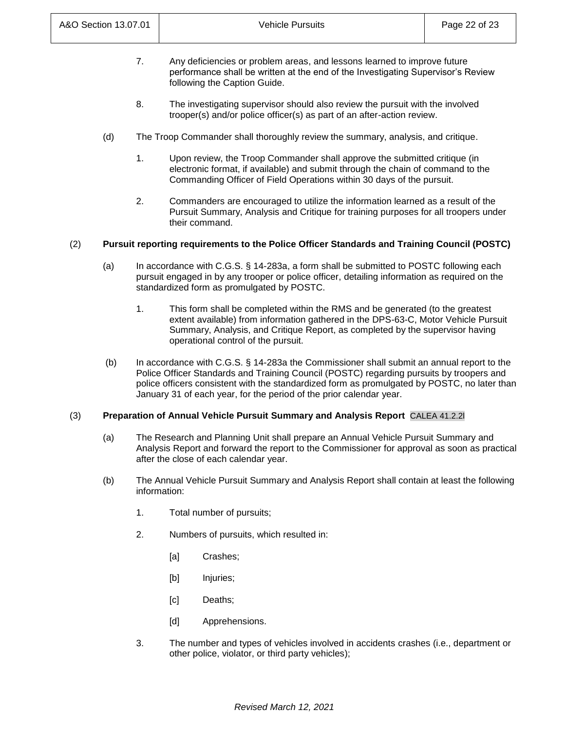7. Any deficiencies or problem areas, and lessons learned to improve future performance shall be written at the end of the Investigating Supervisor's Review following the Caption Guide.

8. The investigating supervisor should also review the pursuit with the involved trooper(s) and/or police officer(s) as part of an after-action review.

(d) The Troop Commander shall thoroughly review the summary, analysis, and critique.

1. Upon review, the Troop Commander shall approve the submitted critique (in electronic format, if available) and submit through the chain of command to the Commanding Officer of Field Operations within 30 days of the pursuit.

2. Commanders are encouraged to utilize the information learned as a result of the Pursuit Summary, Analysis and Critique for training purposes for all troopers under their command.

(2) **Pursuit reporting requirements to the Police Officer Standards and Training Council (POSTC)**

(a) In accordance with C.G.S. § 14-283a, a form shall be submitted to POSTC following each pursuit engaged in by any trooper or police officer, detailing information as required on the standardized form as promulgated by POSTC.

1. This form shall be completed within the RMS and be generated (to the greatest extent available) from information gathered in the DPS-63-C, Motor Vehicle Pursuit Summary, Analysis, and Critique Report, as completed by the supervisor having operational control of the pursuit.

(b) In accordance with C.G.S. § 14-283a the Commissioner shall submit an annual report to the Police Officer Standards and Training Council (POSTC) regarding pursuits by troopers and police officers consistent with the standardized form as promulgated by POSTC, no later than January 31 of each year, for the period of the prior calendar year.

(3) **Preparation of Annual Vehicle Pursuit Summary and Analysis Report** CALEA 41.2.2l

(a) The Research and Planning Unit shall prepare an Annual Vehicle Pursuit Summary and Analysis Report and forward the report to the Commissioner for approval as soon as practical after the close of each calendar year.

(b) The Annual Vehicle Pursuit Summary and Analysis Report shall contain at least the following information:

1. Total number of pursuits;

2. Numbers of pursuits, which resulted in:

[a] Crashes;

[b] Injuries;

[c] Deaths;

[d] Apprehensions.

3. The number and types of vehicles involved in accidents crashes (i.e., department or other police, violator, or third party vehicles);

*Revised March 12, 2021*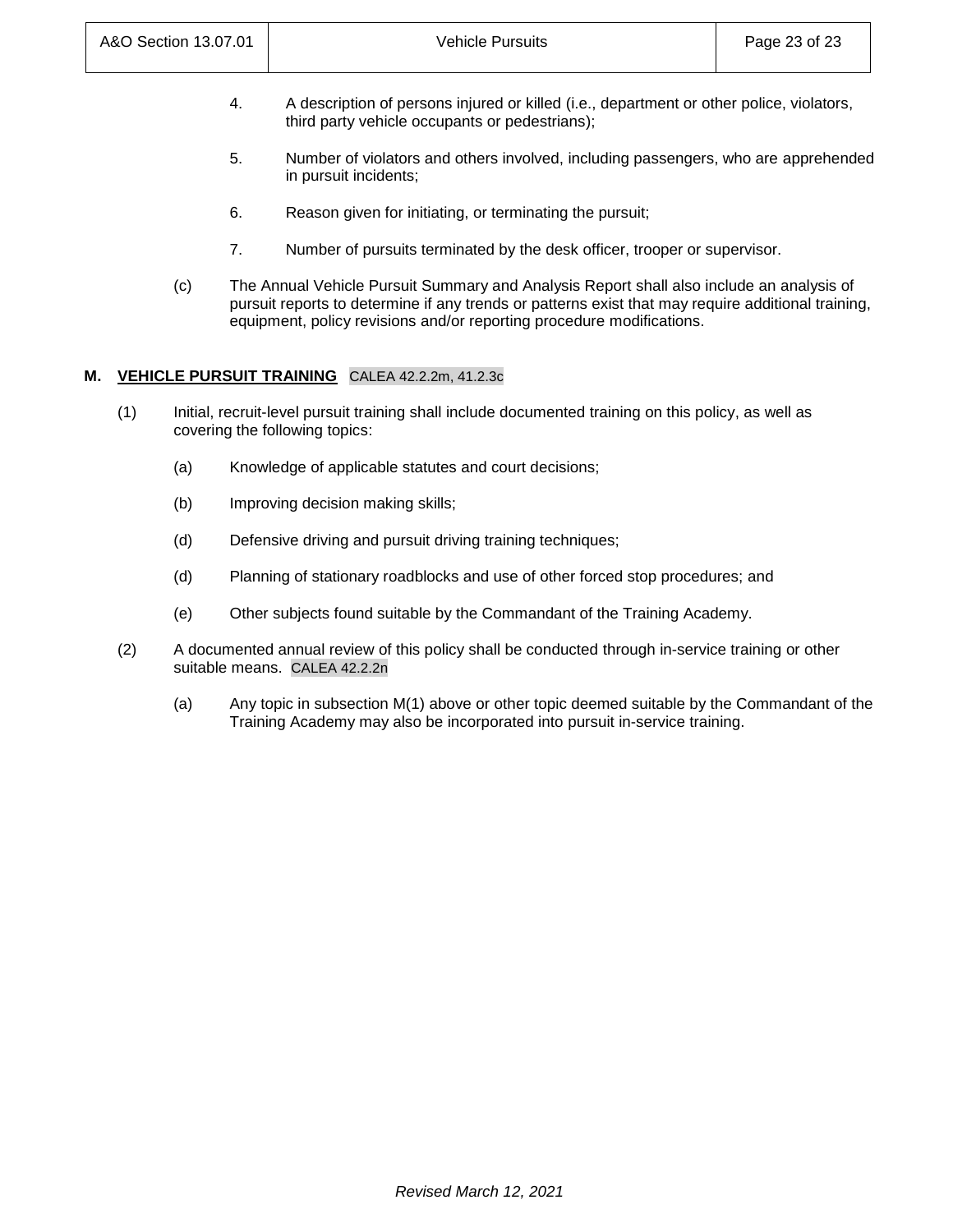4. A description of persons injured or killed (i.e., department or other police, violators, third party vehicle occupants or pedestrians);

5. Number of violators and others involved, including passengers, who are apprehended in pursuit incidents;

6. Reason given for initiating, or terminating the pursuit;

7. Number of pursuits terminated by the desk officer, trooper or supervisor.

(c) The Annual Vehicle Pursuit Summary and Analysis Report shall also include an analysis of pursuit reports to determine if any trends or patterns exist that may require additional training, equipment, policy revisions and/or reporting procedure modifications.

## M. VEHICLE PURSUIT TRAINING CALEA 42.2.2m, 41.2.3c

(1) Initial, recruit-level pursuit training shall include documented training on this policy, as well as covering the following topics:

(a) Knowledge of applicable statutes and court decisions;

(b) Improving decision making skills;

(d) Defensive driving and pursuit driving training techniques;

(d) Planning of stationary roadblocks and use of other forced stop procedures; and

(e) Other subjects found suitable by the Commandant of the Training Academy.

(2) A documented annual review of this policy shall be conducted through in-service training or other suitable means. CALEA 42.2.2n

(a) Any topic in subsection M(1) above or other topic deemed suitable by the Commandant of the Training Academy may also be incorporated into pursuit in-service training.

*Revised March 12, 2021*